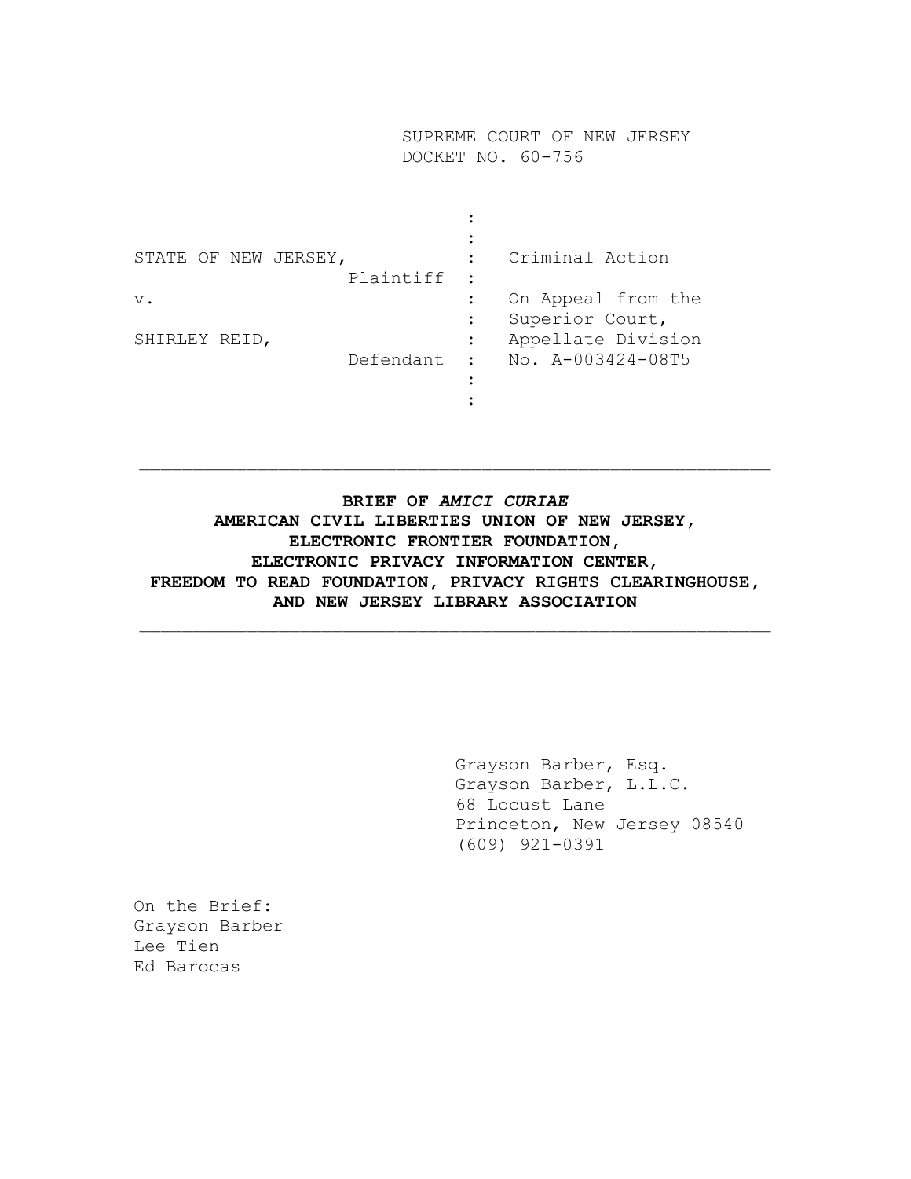SUPREME COURT OF NEW JERSEY
DOCKET NO. 60-756

| | | |
|---|---|---|
| STATE OF NEW JERSEY, Plaintiff | : | Criminal Action |
| v. | : | On Appeal from the Superior Court, Appellate Division |
| SHIRLEY REID, Defendant | : | No. A-003424-08T5 |

---

**BRIEF OF *AMICI CURIAE***
**AMERICAN CIVIL LIBERTIES UNION OF NEW JERSEY,**
**ELECTRONIC FRONTIER FOUNDATION,**
**ELECTRONIC PRIVACY INFORMATION CENTER,**
**FREEDOM TO READ FOUNDATION, PRIVACY RIGHTS CLEARINGHOUSE,**
**AND NEW JERSEY LIBRARY ASSOCIATION**

---

Grayson Barber, Esq.
Grayson Barber, L.L.C.
68 Locust Lane
Princeton, New Jersey 08540
(609) 921-0391

On the Brief:
Grayson Barber
Lee Tien
Ed Barocas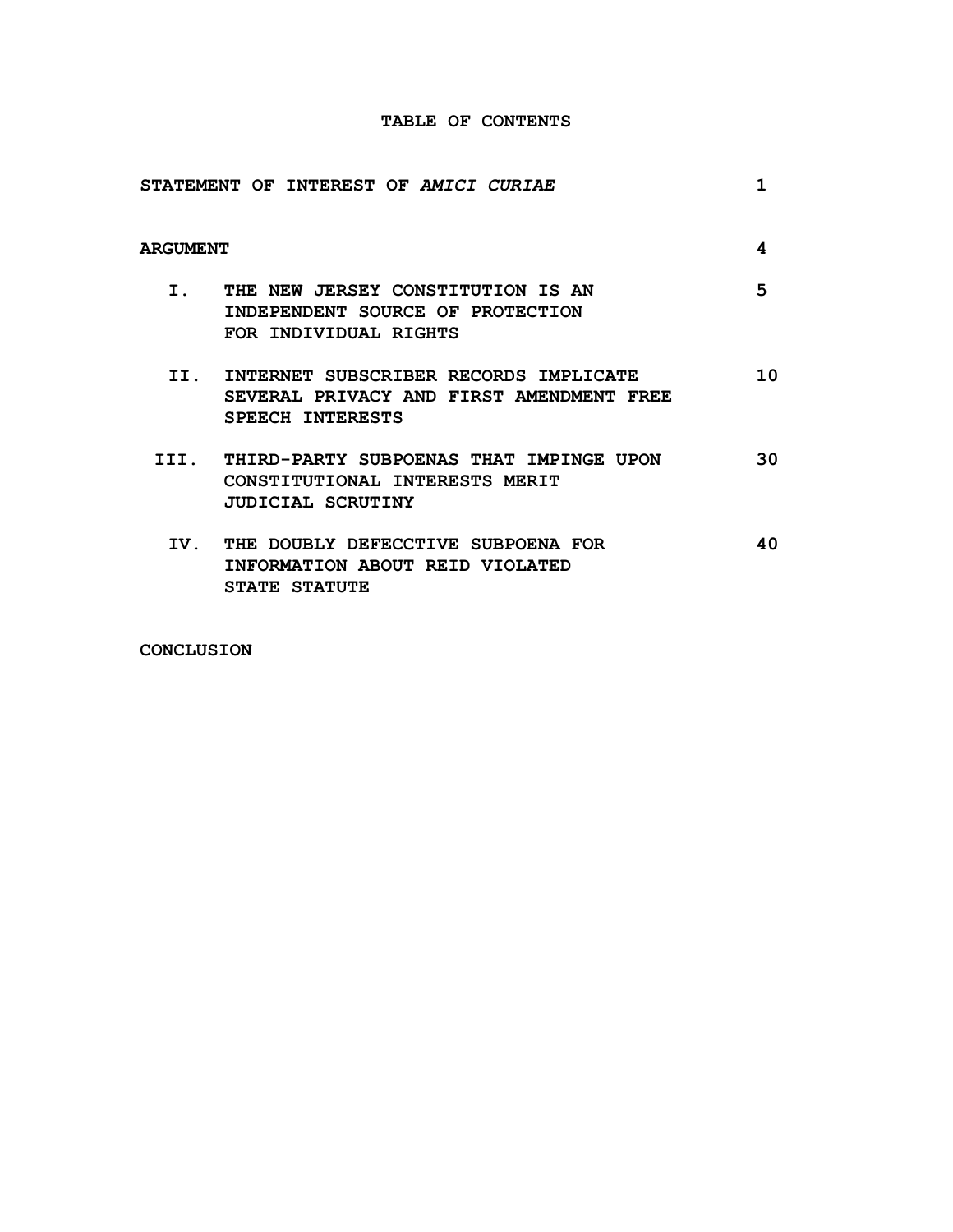# TABLE OF CONTENTS

| | |
|---|---|
| STATEMENT OF INTEREST OF *AMICI CURIAE* | 1 |
| ARGUMENT | 4 |
| I. THE NEW JERSEY CONSTITUTION IS AN INDEPENDENT SOURCE OF PROTECTION FOR INDIVIDUAL RIGHTS | 5 |
| II. INTERNET SUBSCRIBER RECORDS IMPLICATE SEVERAL PRIVACY AND FIRST AMENDMENT FREE SPEECH INTERESTS | 10 |
| III. THIRD-PARTY SUBPOENAS THAT IMPINGE UPON CONSTITUTIONAL INTERESTS MERIT JUDICIAL SCRUTINY | 30 |
| IV. THE DOUBLY DEFECCTIVE SUBPOENA FOR INFORMATION ABOUT REID VIOLATED STATE STATUTE | 40 |
| CONCLUSION | |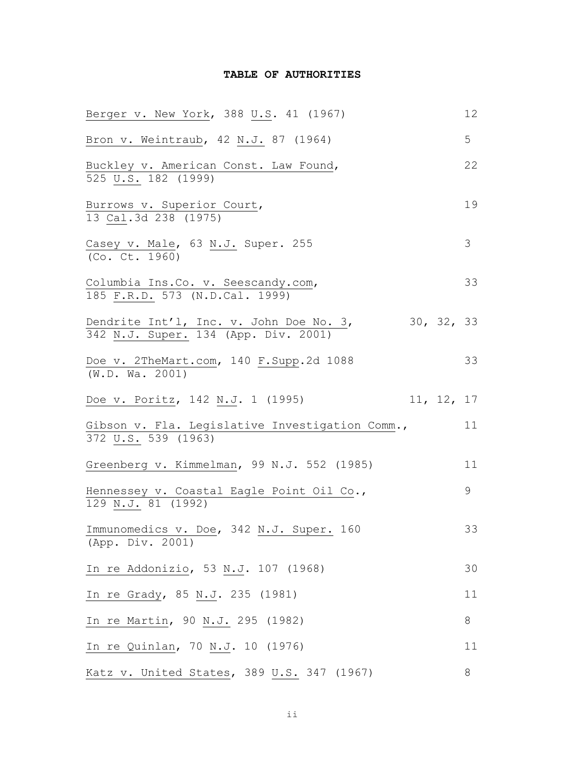## TABLE OF AUTHORITIES

| Case | Page |
|---|---|
| Berger v. New York, 388 U.S. 41 (1967) | 12 |
| Bron v. Weintraub, 42 N.J. 87 (1964) | 5 |
| Buckley v. American Const. Law Found, 525 U.S. 182 (1999) | 22 |
| Burrows v. Superior Court, 13 Cal.3d 238 (1975) | 19 |
| Casey v. Male, 63 N.J. Super. 255 (Co. Ct. 1960) | 3 |
| Columbia Ins.Co. v. Seescandy.com, 185 F.R.D. 573 (N.D.Cal. 1999) | 33 |
| Dendrite Int'l, Inc. v. John Doe No. 3, 342 N.J. Super. 134 (App. Div. 2001) | 30, 32, 33 |
| Doe v. 2TheMart.com, 140 F.Supp.2d 1088 (W.D. Wa. 2001) | 33 |
| Doe v. Poritz, 142 N.J. 1 (1995) | 11, 12, 17 |
| Gibson v. Fla. Legislative Investigation Comm., 372 U.S. 539 (1963) | 11 |
| Greenberg v. Kimmelman, 99 N.J. 552 (1985) | 11 |
| Hennessey v. Coastal Eagle Point Oil Co., 129 N.J. 81 (1992) | 9 |
| Immunomedics v. Doe, 342 N.J. Super. 160 (App. Div. 2001) | 33 |
| In re Addonizio, 53 N.J. 107 (1968) | 30 |
| In re Grady, 85 N.J. 235 (1981) | 11 |
| In re Martin, 90 N.J. 295 (1982) | 8 |
| In re Quinlan, 70 N.J. 10 (1976) | 11 |
| Katz v. United States, 389 U.S. 347 (1967) | 8 |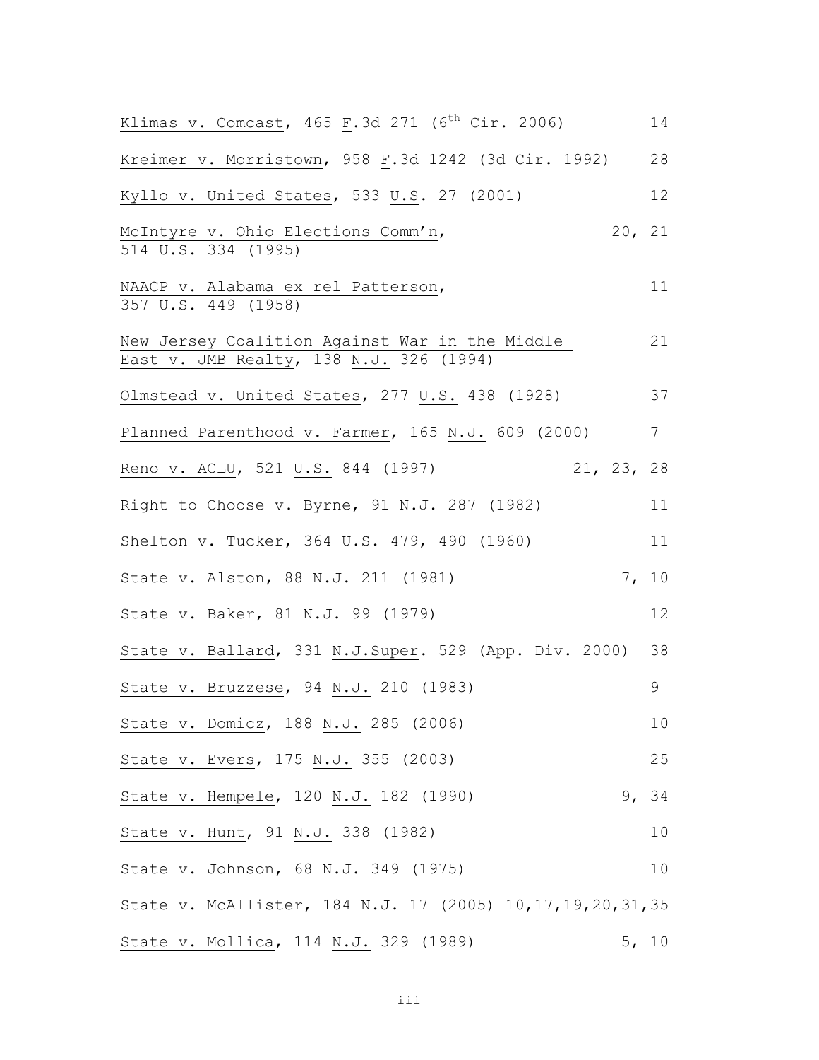Klimas v. Comcast, 465 F.3d 271 (6th Cir. 2006) 14

Kreimer v. Morristown, 958 F.3d 1242 (3d Cir. 1992) 28

Kyllo v. United States, 533 U.S. 27 (2001) 12

McIntyre v. Ohio Elections Comm'n, 514 U.S. 334 (1995) 20, 21

NAACP v. Alabama ex rel Patterson, 357 U.S. 449 (1958) 11

New Jersey Coalition Against War in the Middle East v. JMB Realty, 138 N.J. 326 (1994) 21

Olmstead v. United States, 277 U.S. 438 (1928) 37

Planned Parenthood v. Farmer, 165 N.J. 609 (2000) 7

Reno v. ACLU, 521 U.S. 844 (1997) 21, 23, 28

Right to Choose v. Byrne, 91 N.J. 287 (1982) 11

Shelton v. Tucker, 364 U.S. 479, 490 (1960) 11

State v. Alston, 88 N.J. 211 (1981) 7, 10

State v. Baker, 81 N.J. 99 (1979) 12

State v. Ballard, 331 N.J.Super. 529 (App. Div. 2000) 38

State v. Bruzzese, 94 N.J. 210 (1983) 9

State v. Domicz, 188 N.J. 285 (2006) 10

State v. Evers, 175 N.J. 355 (2003) 25

State v. Hempele, 120 N.J. 182 (1990) 9, 34

State v. Hunt, 91 N.J. 338 (1982) 10

State v. Johnson, 68 N.J. 349 (1975) 10

State v. McAllister, 184 N.J. 17 (2005) 10,17,19,20,31,35

State v. Mollica, 114 N.J. 329 (1989) 5, 10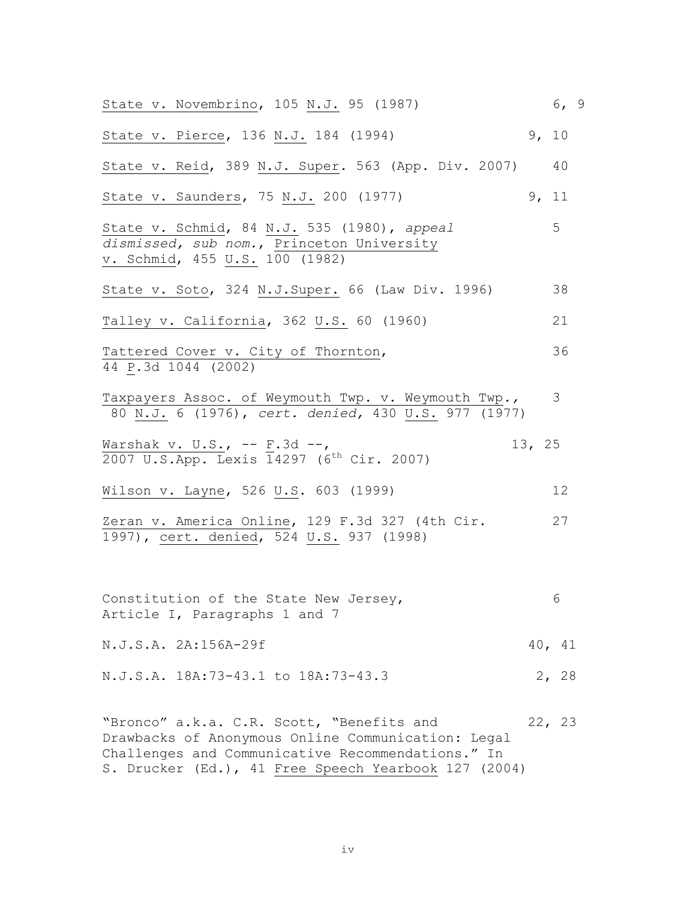| | |
|---|---|
| State v. Novembrino, 105 N.J. 95 (1987) | 6, 9 |
| State v. Pierce, 136 N.J. 184 (1994) | 9, 10 |
| State v. Reid, 389 N.J. Super. 563 (App. Div. 2007) | 40 |
| State v. Saunders, 75 N.J. 200 (1977) | 9, 11 |
| State v. Schmid, 84 N.J. 535 (1980), *appeal dismissed, sub nom.*, Princeton University v. Schmid, 455 U.S. 100 (1982) | 5 |
| State v. Soto, 324 N.J.Super. 66 (Law Div. 1996) | 38 |
| Talley v. California, 362 U.S. 60 (1960) | 21 |
| Tattered Cover v. City of Thornton, 44 P.3d 1044 (2002) | 36 |
| Taxpayers Assoc. of Weymouth Twp. v. Weymouth Twp., 80 N.J. 6 (1976), *cert. denied,* 430 U.S. 977 (1977) | 3 |
| Warshak v. U.S., -- F.3d --, 2007 U.S.App. Lexis 14297 (6th Cir. 2007) | 13, 25 |
| Wilson v. Layne, 526 U.S. 603 (1999) | 12 |
| Zeran v. America Online, 129 F.3d 327 (4th Cir. 1997), cert. denied, 524 U.S. 937 (1998) | 27 |
| | |
| Constitution of the State New Jersey, Article I, Paragraphs 1 and 7 | 6 |
| N.J.S.A. 2A:156A-29f | 40, 41 |
| N.J.S.A. 18A:73-43.1 to 18A:73-43.3 | 2, 28 |
| | |
| "Bronco" a.k.a. C.R. Scott, "Benefits and Drawbacks of Anonymous Online Communication: Legal Challenges and Communicative Recommendations." In S. Drucker (Ed.), 41 Free Speech Yearbook 127 (2004) | 22, 23 |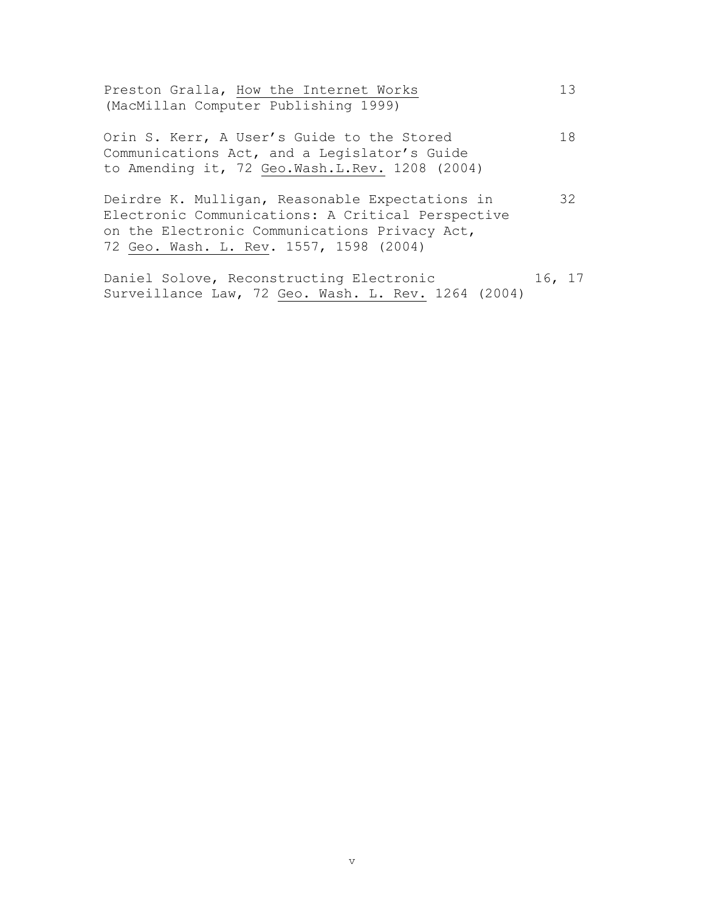Preston Gralla, How the Internet Works (MacMillan Computer Publishing 1999) 13

Orin S. Kerr, A User's Guide to the Stored Communications Act, and a Legislator's Guide to Amending it, 72 Geo.Wash.L.Rev. 1208 (2004) 18

Deirdre K. Mulligan, Reasonable Expectations in Electronic Communications: A Critical Perspective on the Electronic Communications Privacy Act, 72 Geo. Wash. L. Rev. 1557, 1598 (2004) 32

Daniel Solove, Reconstructing Electronic Surveillance Law, 72 Geo. Wash. L. Rev. 1264 (2004) 16, 17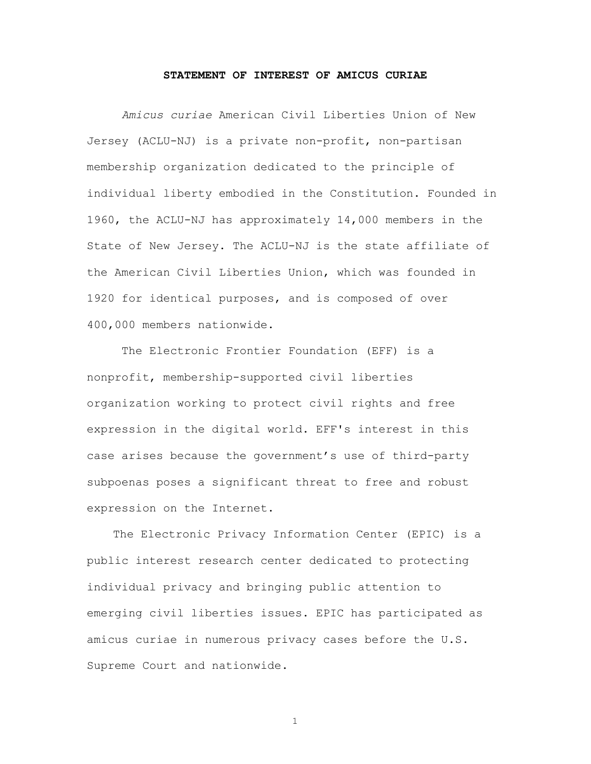## STATEMENT OF INTEREST OF AMICUS CURIAE

*Amicus curiae* American Civil Liberties Union of New Jersey (ACLU-NJ) is a private non-profit, non-partisan membership organization dedicated to the principle of individual liberty embodied in the Constitution. Founded in 1960, the ACLU-NJ has approximately 14,000 members in the State of New Jersey. The ACLU-NJ is the state affiliate of the American Civil Liberties Union, which was founded in 1920 for identical purposes, and is composed of over 400,000 members nationwide.

The Electronic Frontier Foundation (EFF) is a nonprofit, membership-supported civil liberties organization working to protect civil rights and free expression in the digital world. EFF's interest in this case arises because the government's use of third-party subpoenas poses a significant threat to free and robust expression on the Internet.

The Electronic Privacy Information Center (EPIC) is a public interest research center dedicated to protecting individual privacy and bringing public attention to emerging civil liberties issues. EPIC has participated as amicus curiae in numerous privacy cases before the U.S. Supreme Court and nationwide.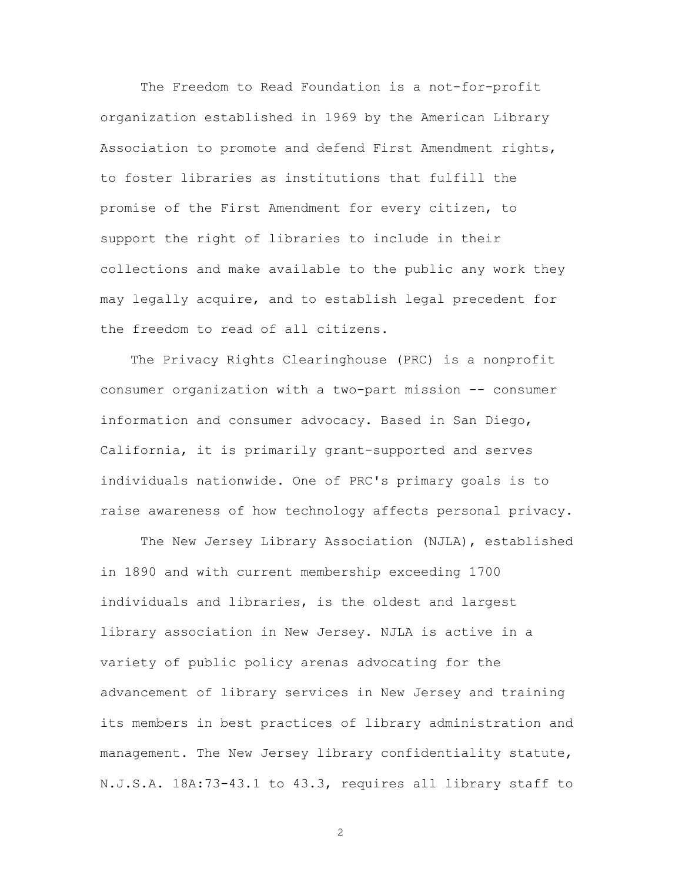The Freedom to Read Foundation is a not-for-profit organization established in 1969 by the American Library Association to promote and defend First Amendment rights, to foster libraries as institutions that fulfill the promise of the First Amendment for every citizen, to support the right of libraries to include in their collections and make available to the public any work they may legally acquire, and to establish legal precedent for the freedom to read of all citizens.

The Privacy Rights Clearinghouse (PRC) is a nonprofit consumer organization with a two-part mission -- consumer information and consumer advocacy. Based in San Diego, California, it is primarily grant-supported and serves individuals nationwide. One of PRC's primary goals is to raise awareness of how technology affects personal privacy.

The New Jersey Library Association (NJLA), established in 1890 and with current membership exceeding 1700 individuals and libraries, is the oldest and largest library association in New Jersey. NJLA is active in a variety of public policy arenas advocating for the advancement of library services in New Jersey and training its members in best practices of library administration and management. The New Jersey library confidentiality statute, N.J.S.A. 18A:73-43.1 to 43.3, requires all library staff to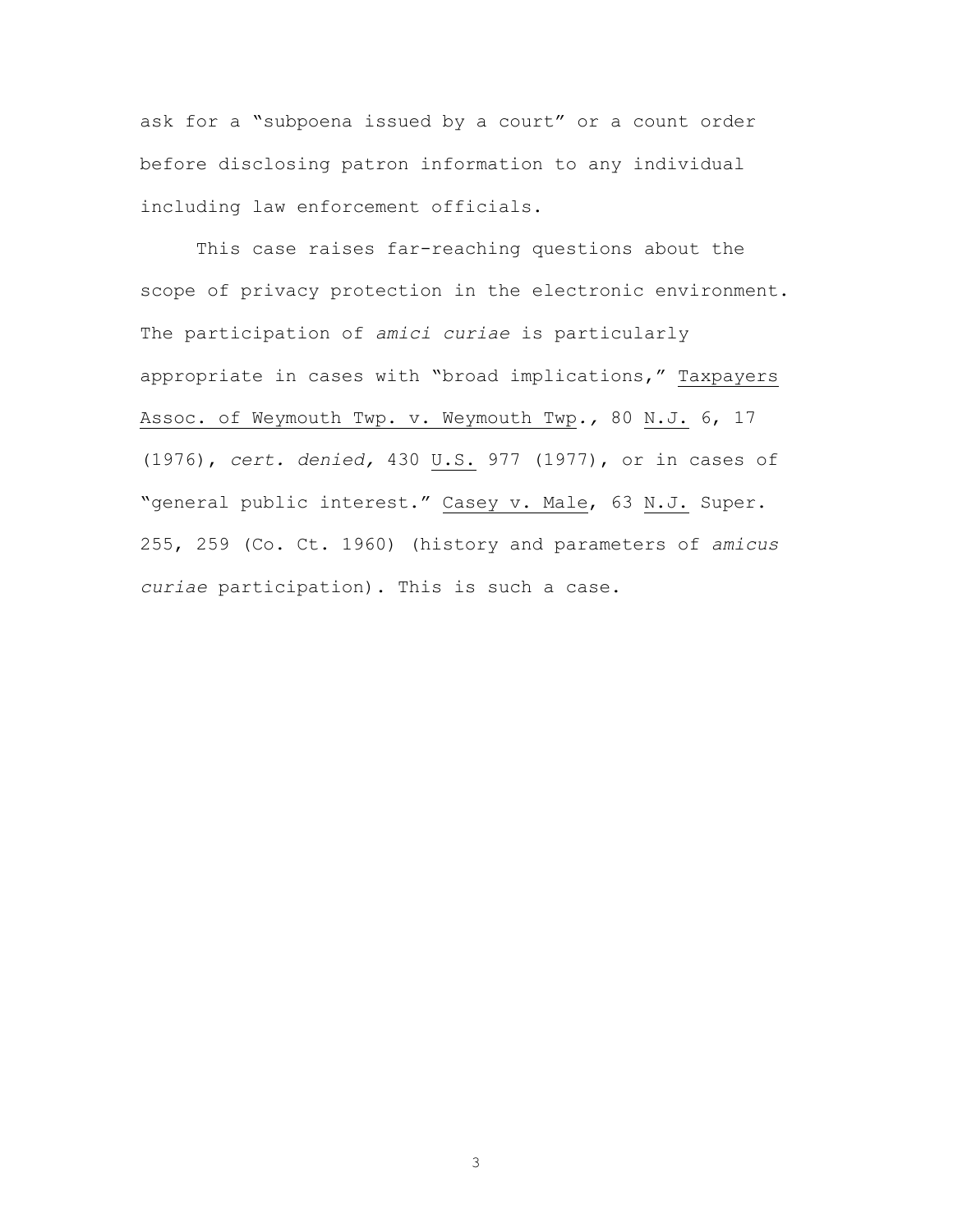ask for a "subpoena issued by a court" or a count order before disclosing patron information to any individual including law enforcement officials.

This case raises far-reaching questions about the scope of privacy protection in the electronic environment. The participation of *amici curiae* is particularly appropriate in cases with "broad implications," Taxpayers Assoc. of Weymouth Twp. v. Weymouth Twp., 80 N.J. 6, 17 (1976), *cert. denied,* 430 U.S. 977 (1977), or in cases of "general public interest." Casey v. Male, 63 N.J. Super. 255, 259 (Co. Ct. 1960) (history and parameters of *amicus curiae* participation). This is such a case.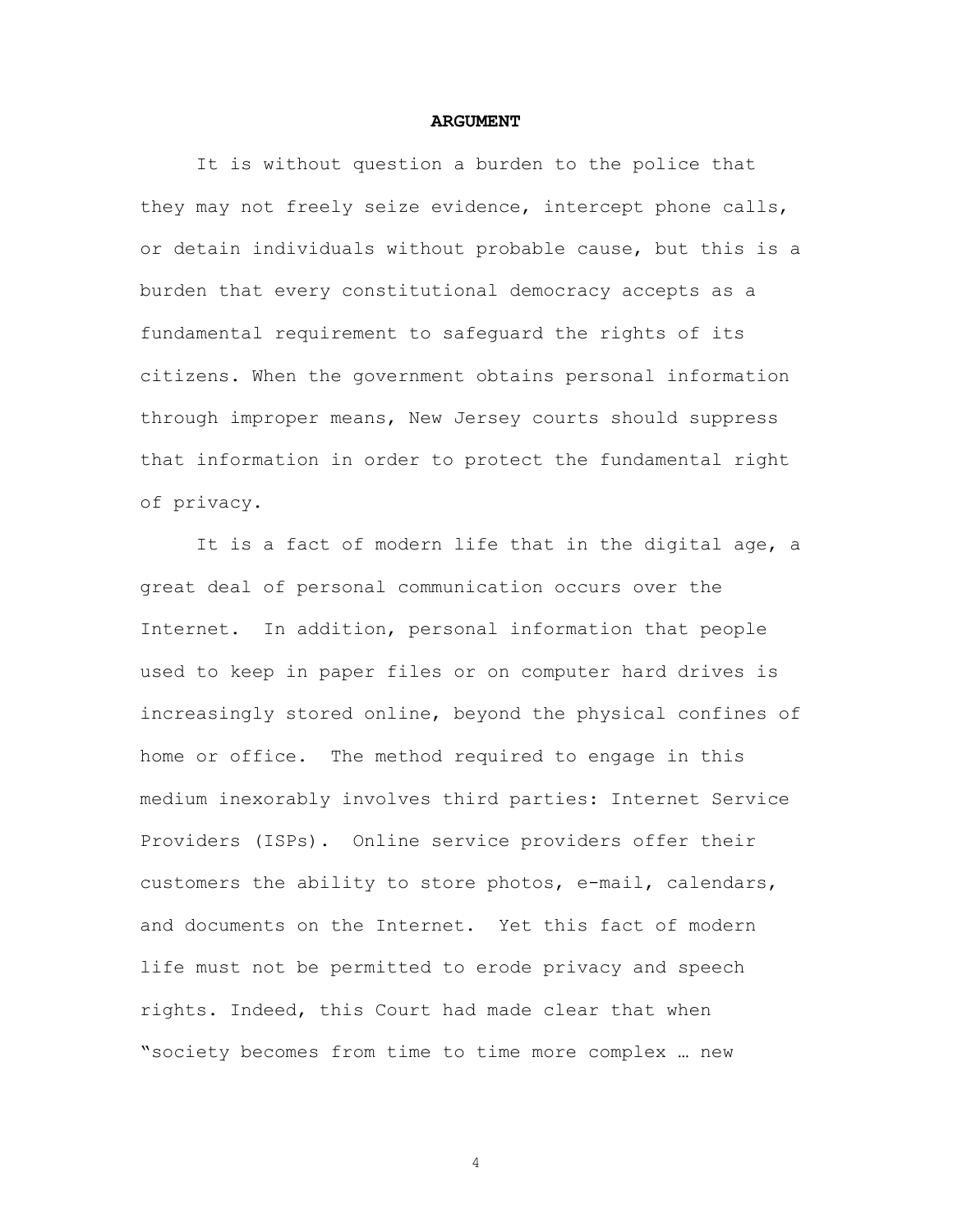## ARGUMENT

It is without question a burden to the police that they may not freely seize evidence, intercept phone calls, or detain individuals without probable cause, but this is a burden that every constitutional democracy accepts as a fundamental requirement to safeguard the rights of its citizens. When the government obtains personal information through improper means, New Jersey courts should suppress that information in order to protect the fundamental right of privacy.

It is a fact of modern life that in the digital age, a great deal of personal communication occurs over the Internet. In addition, personal information that people used to keep in paper files or on computer hard drives is increasingly stored online, beyond the physical confines of home or office. The method required to engage in this medium inexorably involves third parties: Internet Service Providers (ISPs). Online service providers offer their customers the ability to store photos, e-mail, calendars, and documents on the Internet. Yet this fact of modern life must not be permitted to erode privacy and speech rights. Indeed, this Court had made clear that when "society becomes from time to time more complex … new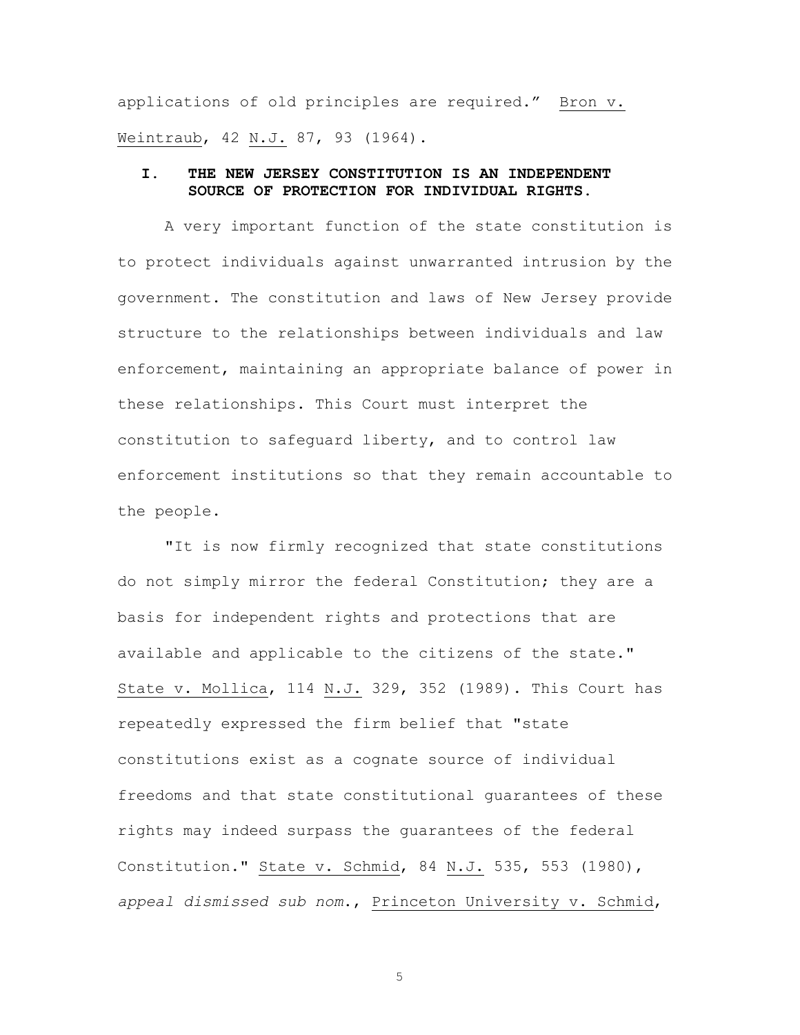applications of old principles are required." Bron v. Weintraub, 42 N.J. 87, 93 (1964).

## I. THE NEW JERSEY CONSTITUTION IS AN INDEPENDENT SOURCE OF PROTECTION FOR INDIVIDUAL RIGHTS.

A very important function of the state constitution is to protect individuals against unwarranted intrusion by the government. The constitution and laws of New Jersey provide structure to the relationships between individuals and law enforcement, maintaining an appropriate balance of power in these relationships. This Court must interpret the constitution to safeguard liberty, and to control law enforcement institutions so that they remain accountable to the people.

"It is now firmly recognized that state constitutions do not simply mirror the federal Constitution; they are a basis for independent rights and protections that are available and applicable to the citizens of the state." State v. Mollica, 114 N.J. 329, 352 (1989). This Court has repeatedly expressed the firm belief that "state constitutions exist as a cognate source of individual freedoms and that state constitutional guarantees of these rights may indeed surpass the guarantees of the federal Constitution." State v. Schmid, 84 N.J. 535, 553 (1980), *appeal dismissed sub nom.*, Princeton University v. Schmid,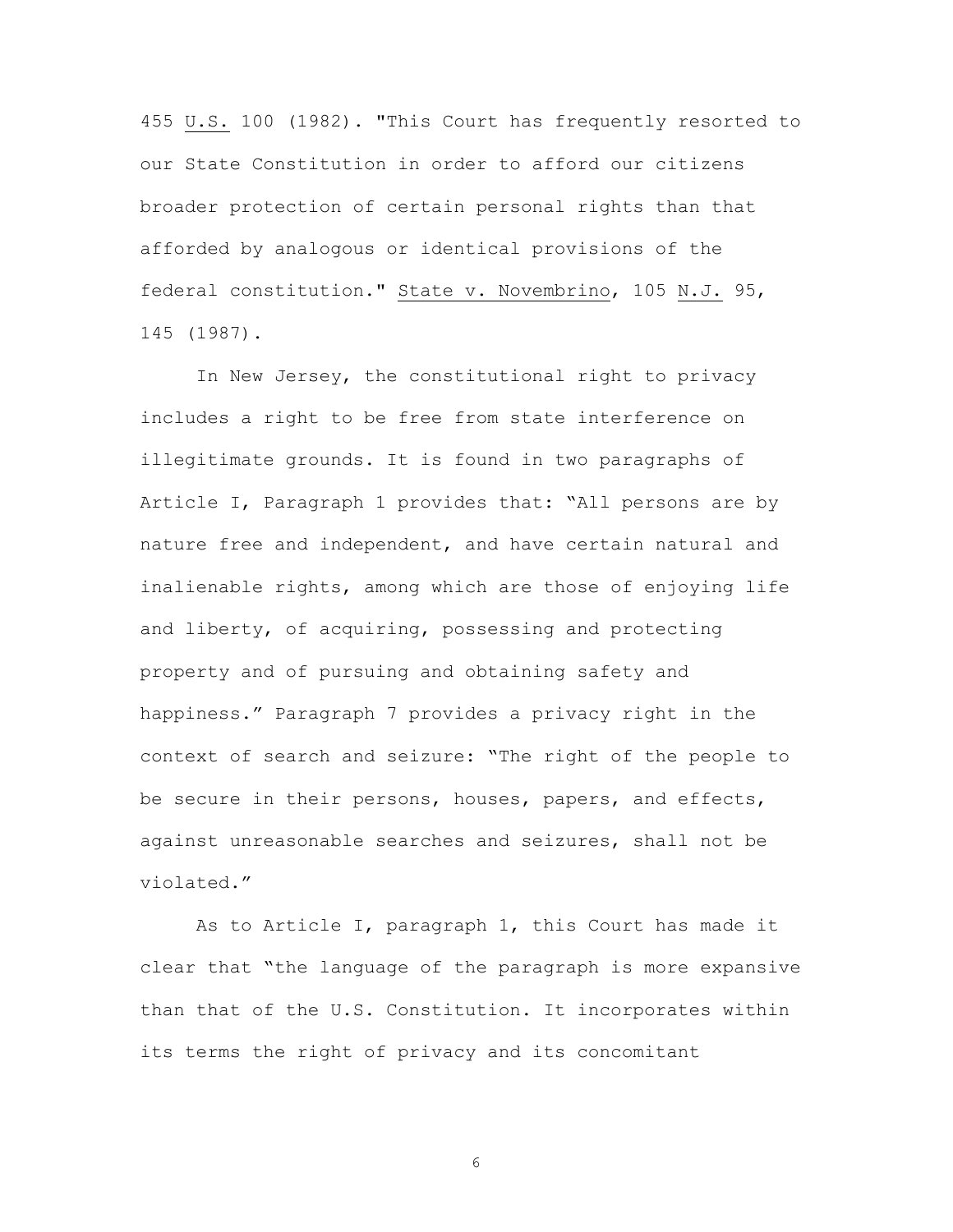455 U.S. 100 (1982). "This Court has frequently resorted to our State Constitution in order to afford our citizens broader protection of certain personal rights than that afforded by analogous or identical provisions of the federal constitution." State v. Novembrino, 105 N.J. 95, 145 (1987).

In New Jersey, the constitutional right to privacy includes a right to be free from state interference on illegitimate grounds. It is found in two paragraphs of Article I, Paragraph 1 provides that: "All persons are by nature free and independent, and have certain natural and inalienable rights, among which are those of enjoying life and liberty, of acquiring, possessing and protecting property and of pursuing and obtaining safety and happiness." Paragraph 7 provides a privacy right in the context of search and seizure: "The right of the people to be secure in their persons, houses, papers, and effects, against unreasonable searches and seizures, shall not be violated."

As to Article I, paragraph 1, this Court has made it clear that "the language of the paragraph is more expansive than that of the U.S. Constitution. It incorporates within its terms the right of privacy and its concomitant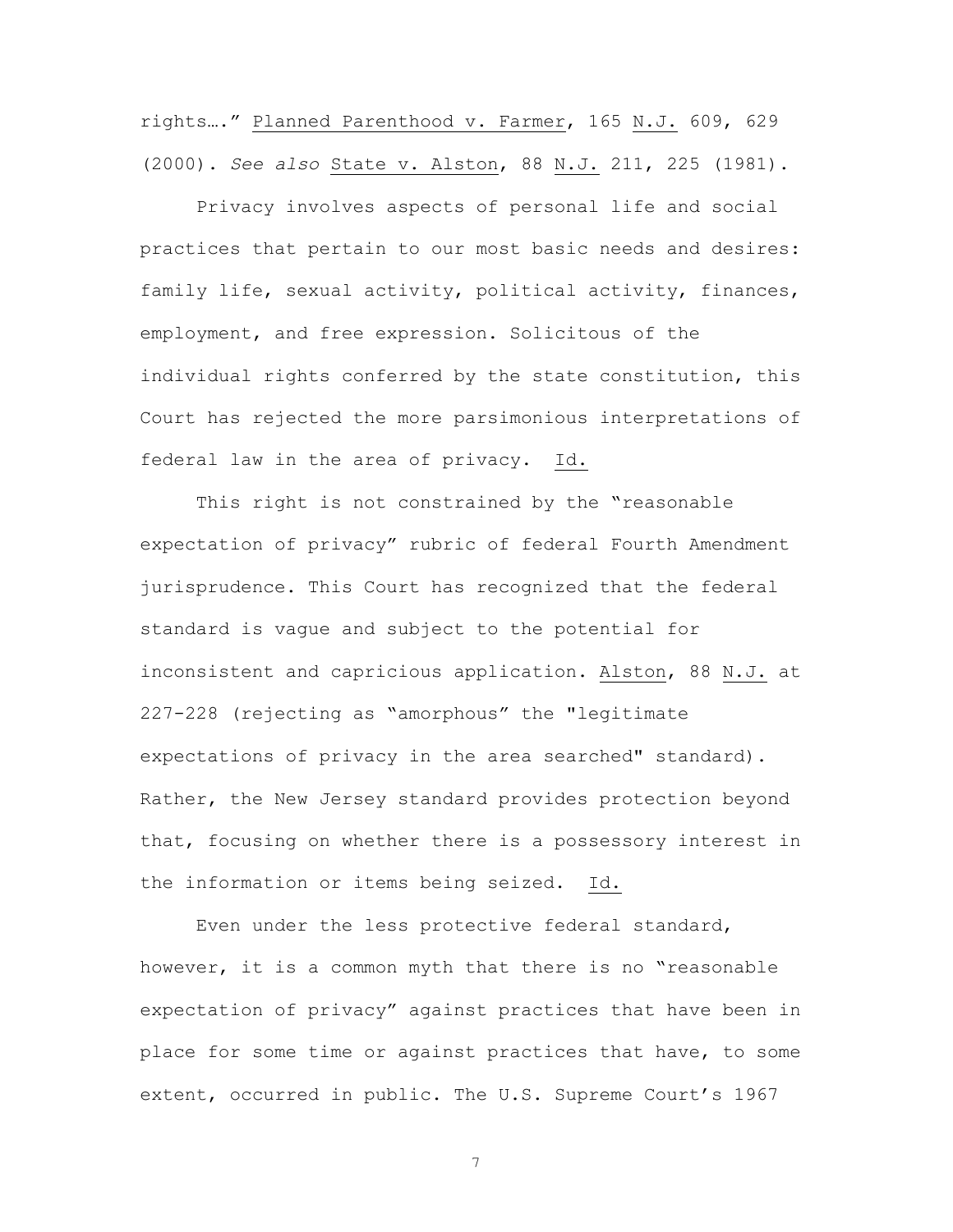rights…." Planned Parenthood v. Farmer, 165 N.J. 609, 629 (2000). *See also* State v. Alston, 88 N.J. 211, 225 (1981).

Privacy involves aspects of personal life and social practices that pertain to our most basic needs and desires: family life, sexual activity, political activity, finances, employment, and free expression. Solicitous of the individual rights conferred by the state constitution, this Court has rejected the more parsimonious interpretations of federal law in the area of privacy. Id.

This right is not constrained by the "reasonable expectation of privacy" rubric of federal Fourth Amendment jurisprudence. This Court has recognized that the federal standard is vague and subject to the potential for inconsistent and capricious application. Alston, 88 N.J. at 227-228 (rejecting as "amorphous" the "legitimate expectations of privacy in the area searched" standard). Rather, the New Jersey standard provides protection beyond that, focusing on whether there is a possessory interest in the information or items being seized. Id.

Even under the less protective federal standard, however, it is a common myth that there is no "reasonable expectation of privacy" against practices that have been in place for some time or against practices that have, to some extent, occurred in public. The U.S. Supreme Court's 1967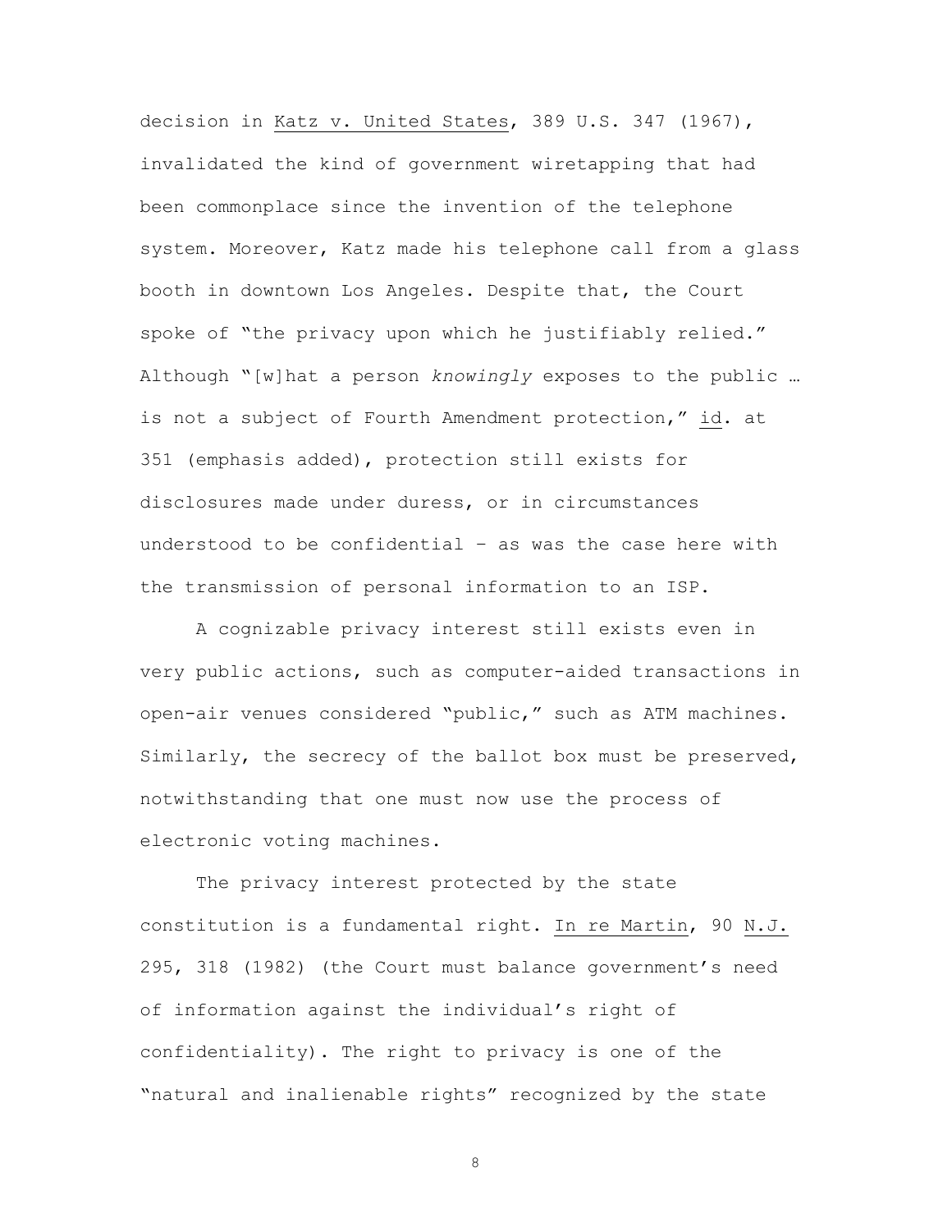decision in Katz v. United States, 389 U.S. 347 (1967), invalidated the kind of government wiretapping that had been commonplace since the invention of the telephone system. Moreover, Katz made his telephone call from a glass booth in downtown Los Angeles. Despite that, the Court spoke of "the privacy upon which he justifiably relied." Although "[w]hat a person *knowingly* exposes to the public … is not a subject of Fourth Amendment protection," id. at 351 (emphasis added), protection still exists for disclosures made under duress, or in circumstances understood to be confidential – as was the case here with the transmission of personal information to an ISP.

A cognizable privacy interest still exists even in very public actions, such as computer-aided transactions in open-air venues considered "public," such as ATM machines. Similarly, the secrecy of the ballot box must be preserved, notwithstanding that one must now use the process of electronic voting machines.

The privacy interest protected by the state constitution is a fundamental right. In re Martin, 90 N.J. 295, 318 (1982) (the Court must balance government's need of information against the individual's right of confidentiality). The right to privacy is one of the "natural and inalienable rights" recognized by the state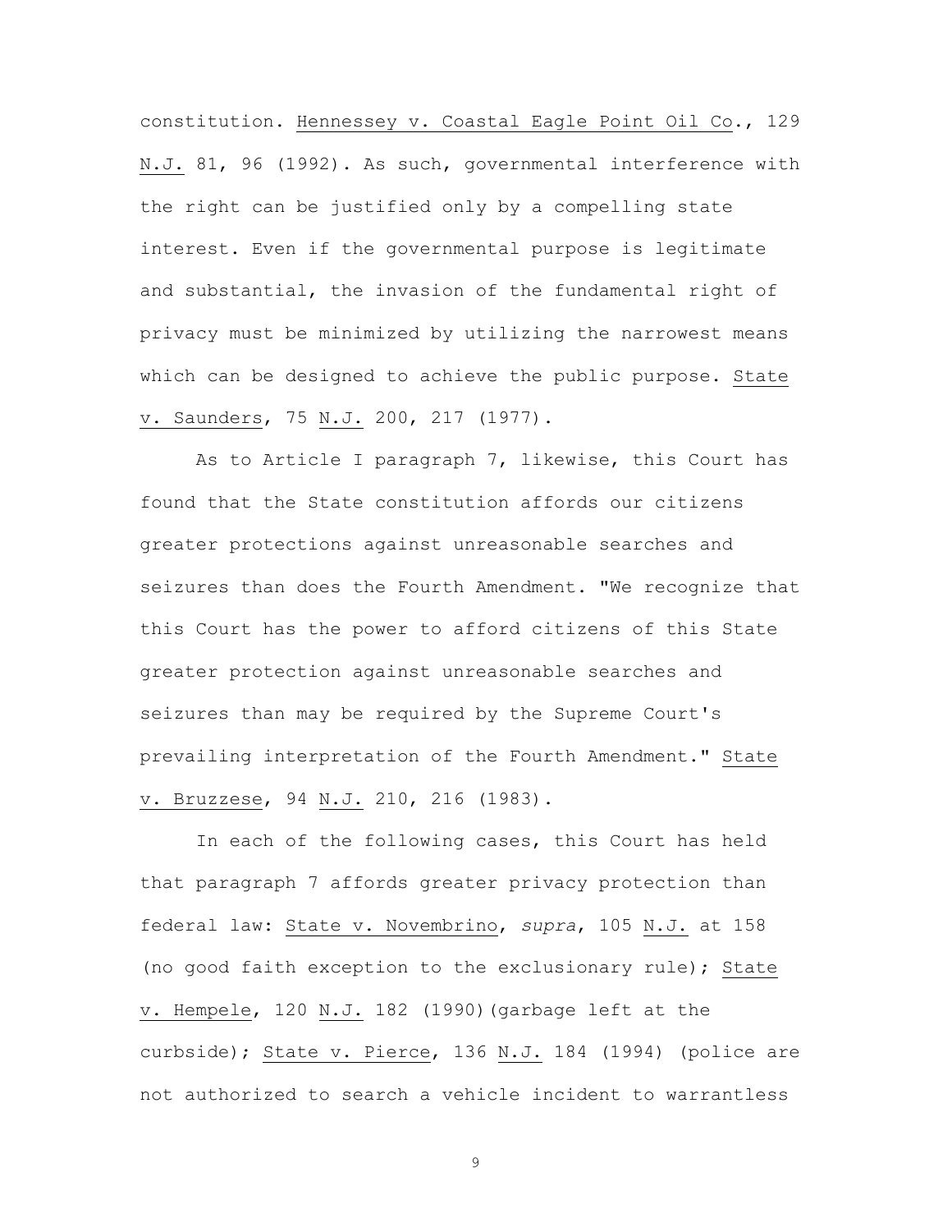constitution. Hennessey v. Coastal Eagle Point Oil Co., 129 N.J. 81, 96 (1992). As such, governmental interference with the right can be justified only by a compelling state interest. Even if the governmental purpose is legitimate and substantial, the invasion of the fundamental right of privacy must be minimized by utilizing the narrowest means which can be designed to achieve the public purpose. State v. Saunders, 75 N.J. 200, 217 (1977).

As to Article I paragraph 7, likewise, this Court has found that the State constitution affords our citizens greater protections against unreasonable searches and seizures than does the Fourth Amendment. "We recognize that this Court has the power to afford citizens of this State greater protection against unreasonable searches and seizures than may be required by the Supreme Court's prevailing interpretation of the Fourth Amendment." State v. Bruzzese, 94 N.J. 210, 216 (1983).

In each of the following cases, this Court has held that paragraph 7 affords greater privacy protection than federal law: State v. Novembrino, *supra*, 105 N.J. at 158 (no good faith exception to the exclusionary rule); State v. Hempele, 120 N.J. 182 (1990)(garbage left at the curbside); State v. Pierce, 136 N.J. 184 (1994) (police are not authorized to search a vehicle incident to warrantless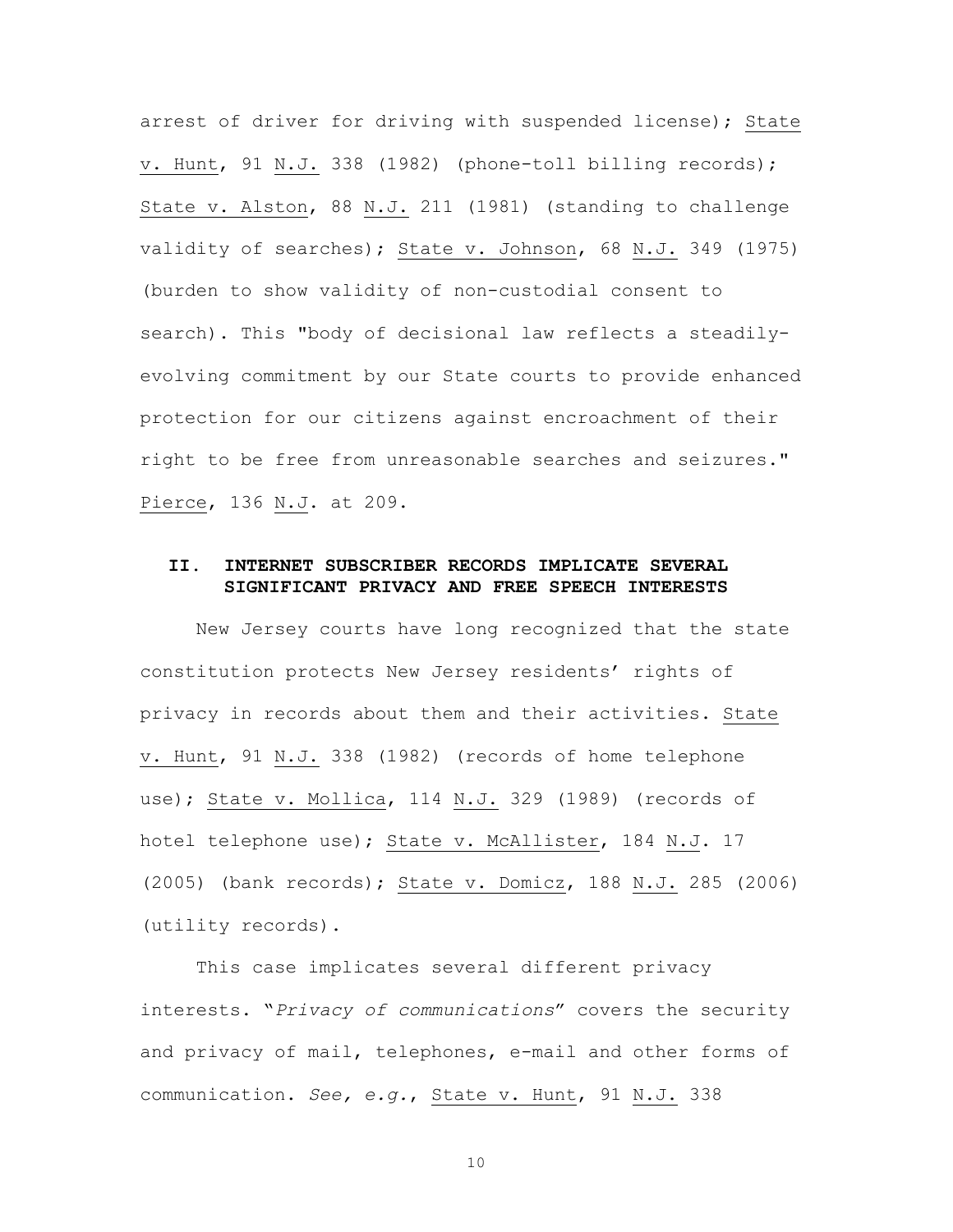arrest of driver for driving with suspended license); State v. Hunt, 91 N.J. 338 (1982) (phone-toll billing records); State v. Alston, 88 N.J. 211 (1981) (standing to challenge validity of searches); State v. Johnson, 68 N.J. 349 (1975) (burden to show validity of non-custodial consent to search). This "body of decisional law reflects a steadily-evolving commitment by our State courts to provide enhanced protection for our citizens against encroachment of their right to be free from unreasonable searches and seizures." Pierce, 136 N.J. at 209.

## II. INTERNET SUBSCRIBER RECORDS IMPLICATE SEVERAL SIGNIFICANT PRIVACY AND FREE SPEECH INTERESTS

New Jersey courts have long recognized that the state constitution protects New Jersey residents' rights of privacy in records about them and their activities. State v. Hunt, 91 N.J. 338 (1982) (records of home telephone use); State v. Mollica, 114 N.J. 329 (1989) (records of hotel telephone use); State v. McAllister, 184 N.J. 17 (2005) (bank records); State v. Domicz, 188 N.J. 285 (2006) (utility records).

This case implicates several different privacy interests. "*Privacy of communications*" covers the security and privacy of mail, telephones, e-mail and other forms of communication. *See, e.g.*, State v. Hunt, 91 N.J. 338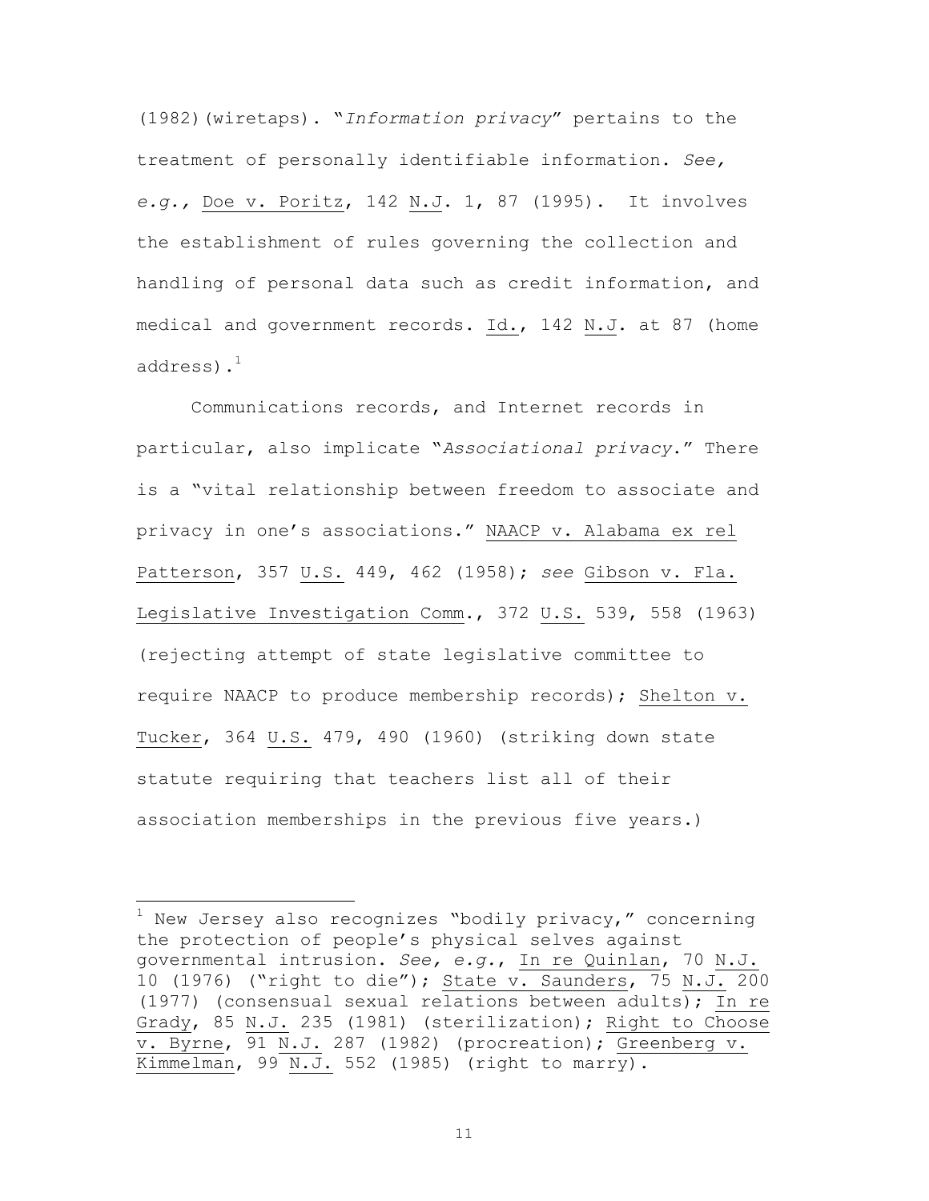(1982)(wiretaps). "*Information privacy*" pertains to the treatment of personally identifiable information. *See, e.g.,* Doe v. Poritz, 142 N.J. 1, 87 (1995). It involves the establishment of rules governing the collection and handling of personal data such as credit information, and medical and government records. Id., 142 N.J. at 87 (home address).[1]

Communications records, and Internet records in particular, also implicate "*Associational privacy*." There is a "vital relationship between freedom to associate and privacy in one's associations." NAACP v. Alabama ex rel Patterson, 357 U.S. 449, 462 (1958); *see* Gibson v. Fla. Legislative Investigation Comm., 372 U.S. 539, 558 (1963) (rejecting attempt of state legislative committee to require NAACP to produce membership records); Shelton v. Tucker, 364 U.S. 479, 490 (1960) (striking down state statute requiring that teachers list all of their association memberships in the previous five years.)

---

[1] New Jersey also recognizes "bodily privacy," concerning the protection of people's physical selves against governmental intrusion. *See, e.g.*, In re Quinlan, 70 N.J. 10 (1976) ("right to die"); State v. Saunders, 75 N.J. 200 (1977) (consensual sexual relations between adults); In re Grady, 85 N.J. 235 (1981) (sterilization); Right to Choose v. Byrne, 91 N.J. 287 (1982) (procreation); Greenberg v. Kimmelman, 99 N.J. 552 (1985) (right to marry).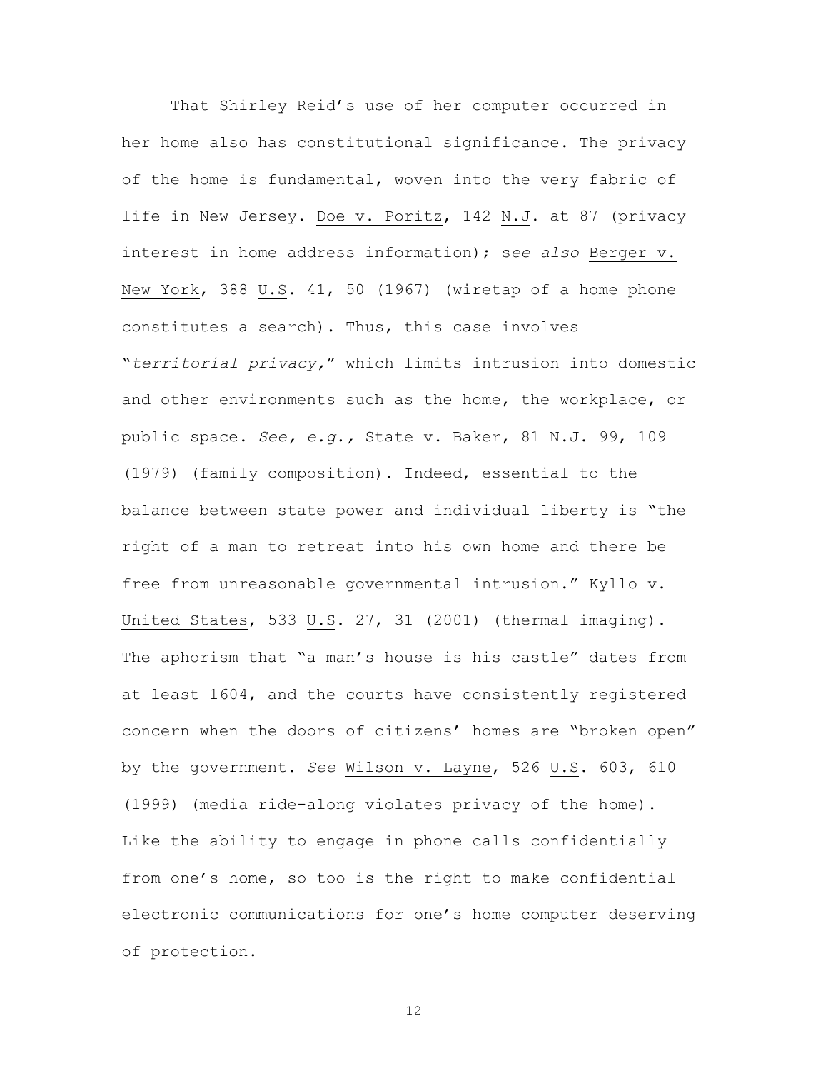That Shirley Reid's use of her computer occurred in her home also has constitutional significance. The privacy of the home is fundamental, woven into the very fabric of life in New Jersey. Doe v. Poritz, 142 N.J. at 87 (privacy interest in home address information); *see also* Berger v. New York, 388 U.S. 41, 50 (1967) (wiretap of a home phone constitutes a search). Thus, this case involves "*territorial privacy*," which limits intrusion into domestic and other environments such as the home, the workplace, or public space. *See, e.g.,* State v. Baker, 81 N.J. 99, 109 (1979) (family composition). Indeed, essential to the balance between state power and individual liberty is "the right of a man to retreat into his own home and there be free from unreasonable governmental intrusion." Kyllo v. United States, 533 U.S. 27, 31 (2001) (thermal imaging). The aphorism that "a man's house is his castle" dates from at least 1604, and the courts have consistently registered concern when the doors of citizens' homes are "broken open" by the government. *See* Wilson v. Layne, 526 U.S. 603, 610 (1999) (media ride-along violates privacy of the home). Like the ability to engage in phone calls confidentially from one's home, so too is the right to make confidential electronic communications for one's home computer deserving of protection.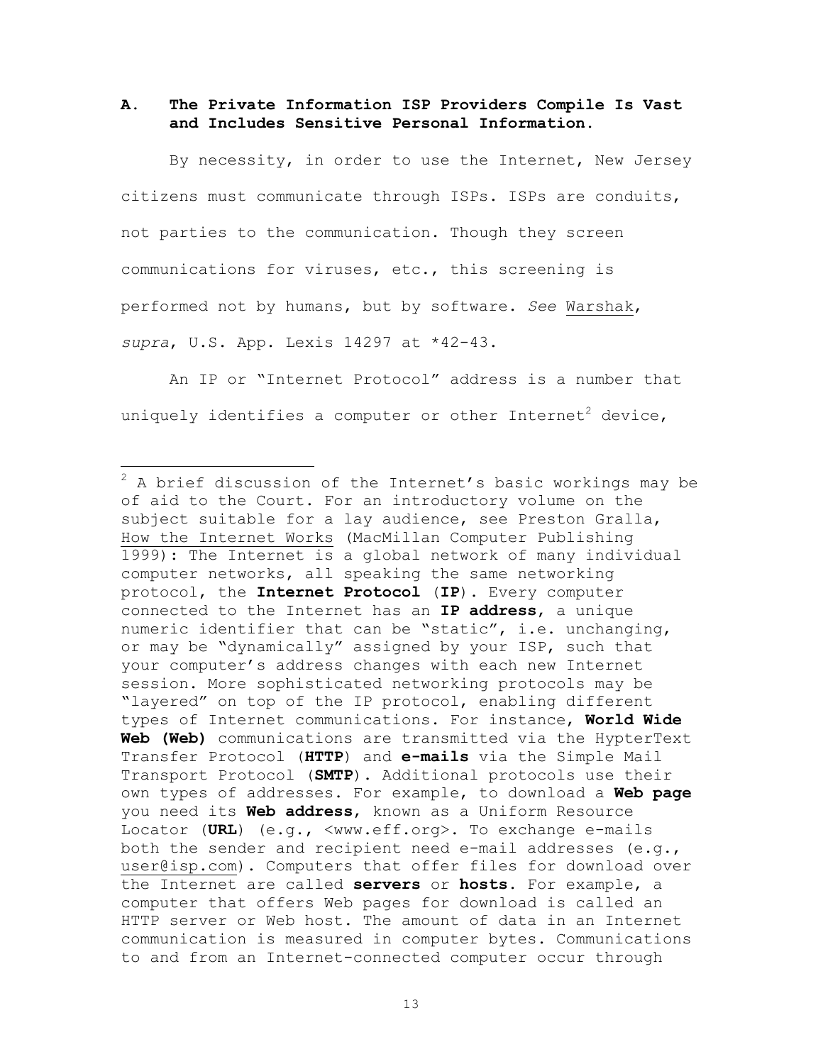### A. The Private Information ISP Providers Compile Is Vast and Includes Sensitive Personal Information.

By necessity, in order to use the Internet, New Jersey citizens must communicate through ISPs. ISPs are conduits, not parties to the communication. Though they screen communications for viruses, etc., this screening is performed not by humans, but by software. *See* Warshak, *supra*, U.S. App. Lexis 14297 at *42-43.

An IP or "Internet Protocol" address is a number that uniquely identifies a computer or other Internet[2] device,

---

[2] A brief discussion of the Internet's basic workings may be of aid to the Court. For an introductory volume on the subject suitable for a lay audience, see Preston Gralla, How the Internet Works (MacMillan Computer Publishing 1999): The Internet is a global network of many individual computer networks, all speaking the same networking protocol, the **Internet Protocol** (**IP**). Every computer connected to the Internet has an **IP address**, a unique numeric identifier that can be "static", i.e. unchanging, or may be "dynamically" assigned by your ISP, such that your computer's address changes with each new Internet session. More sophisticated networking protocols may be "layered" on top of the IP protocol, enabling different types of Internet communications. For instance, **World Wide Web (Web)** communications are transmitted via the HypterText Transfer Protocol (**HTTP**) and **e-mails** via the Simple Mail Transport Protocol (**SMTP**). Additional protocols use their own types of addresses. For example, to download a **Web page** you need its **Web address**, known as a Uniform Resource Locator (**URL**) (e.g., <www.eff.org>. To exchange e-mails both the sender and recipient need e-mail addresses (e.g., user@isp.com). Computers that offer files for download over the Internet are called **servers** or **hosts**. For example, a computer that offers Web pages for download is called an HTTP server or Web host. The amount of data in an Internet communication is measured in computer bytes. Communications to and from an Internet-connected computer occur through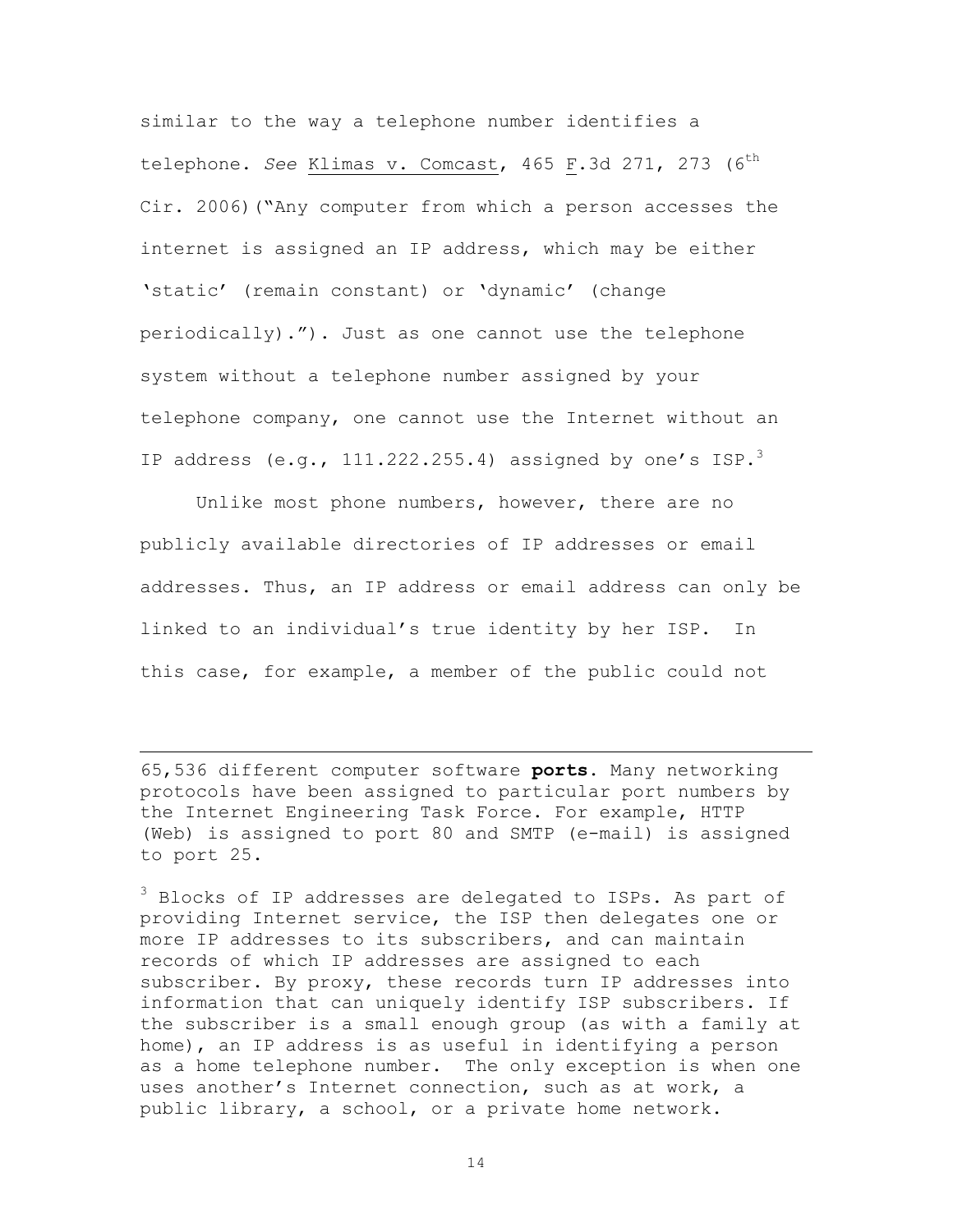similar to the way a telephone number identifies a telephone. *See* Klimas v. Comcast, 465 F.3d 271, 273 (6th Cir. 2006)("Any computer from which a person accesses the internet is assigned an IP address, which may be either 'static' (remain constant) or 'dynamic' (change periodically)."). Just as one cannot use the telephone system without a telephone number assigned by your telephone company, one cannot use the Internet without an IP address (e.g., 111.222.255.4) assigned by one's ISP.[3]

Unlike most phone numbers, however, there are no publicly available directories of IP addresses or email addresses. Thus, an IP address or email address can only be linked to an individual's true identity by her ISP. In this case, for example, a member of the public could not

---

65,536 different computer software **ports**. Many networking protocols have been assigned to particular port numbers by the Internet Engineering Task Force. For example, HTTP (Web) is assigned to port 80 and SMTP (e-mail) is assigned to port 25.

[3] Blocks of IP addresses are delegated to ISPs. As part of providing Internet service, the ISP then delegates one or more IP addresses to its subscribers, and can maintain records of which IP addresses are assigned to each subscriber. By proxy, these records turn IP addresses into information that can uniquely identify ISP subscribers. If the subscriber is a small enough group (as with a family at home), an IP address is as useful in identifying a person as a home telephone number. The only exception is when one uses another's Internet connection, such as at work, a public library, a school, or a private home network.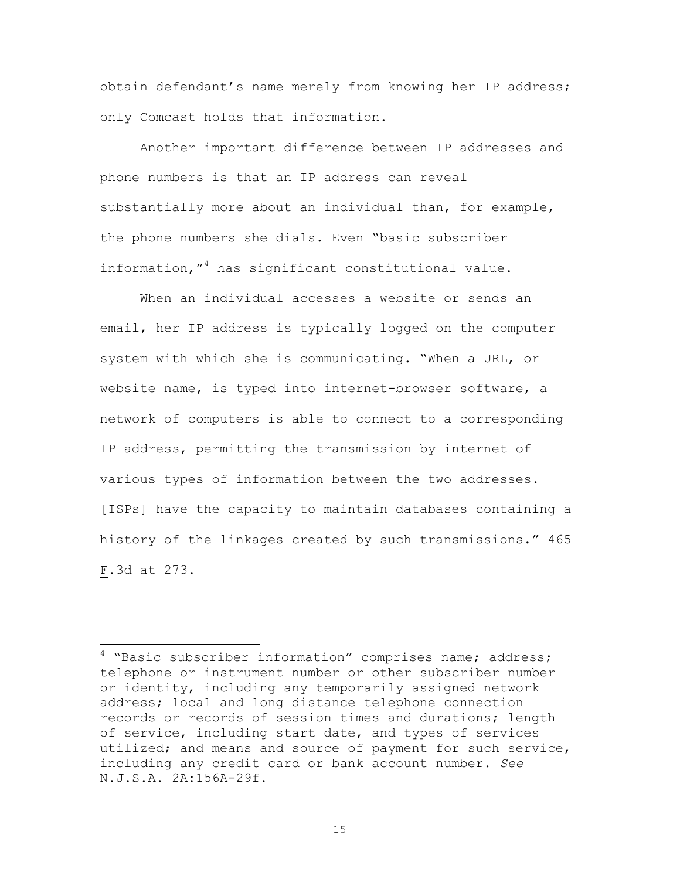obtain defendant's name merely from knowing her IP address; only Comcast holds that information.

Another important difference between IP addresses and phone numbers is that an IP address can reveal substantially more about an individual than, for example, the phone numbers she dials. Even "basic subscriber information,"[4] has significant constitutional value.

When an individual accesses a website or sends an email, her IP address is typically logged on the computer system with which she is communicating. "When a URL, or website name, is typed into internet-browser software, a network of computers is able to connect to a corresponding IP address, permitting the transmission by internet of various types of information between the two addresses. [ISPs] have the capacity to maintain databases containing a history of the linkages created by such transmissions." 465 F.3d at 273.

---

[4] "Basic subscriber information" comprises name; address; telephone or instrument number or other subscriber number or identity, including any temporarily assigned network address; local and long distance telephone connection records or records of session times and durations; length of service, including start date, and types of services utilized; and means and source of payment for such service, including any credit card or bank account number. *See* N.J.S.A. 2A:156A-29f.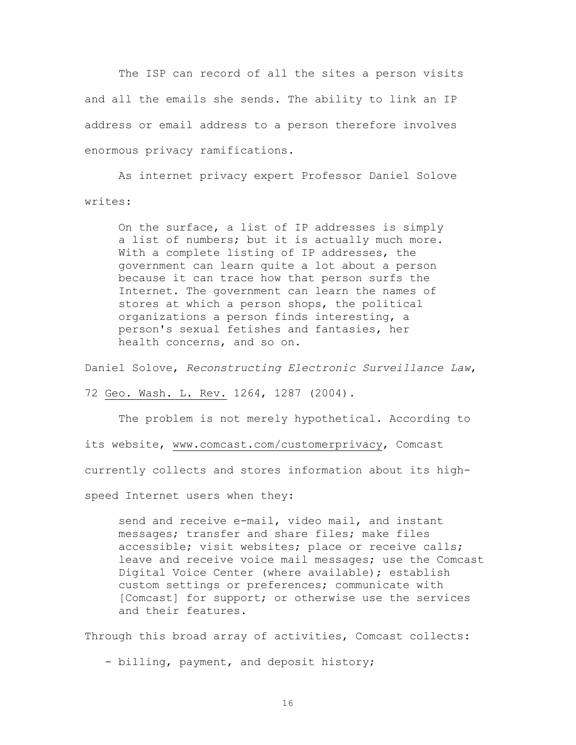The ISP can record of all the sites a person visits and all the emails she sends. The ability to link an IP address or email address to a person therefore involves enormous privacy ramifications.

As internet privacy expert Professor Daniel Solove writes:

> On the surface, a list of IP addresses is simply a list of numbers; but it is actually much more. With a complete listing of IP addresses, the government can learn quite a lot about a person because it can trace how that person surfs the Internet. The government can learn the names of stores at which a person shops, the political organizations a person finds interesting, a person's sexual fetishes and fantasies, her health concerns, and so on.

Daniel Solove, *Reconstructing Electronic Surveillance Law*, 72 Geo. Wash. L. Rev. 1264, 1287 (2004).

The problem is not merely hypothetical. According to its website, www.comcast.com/customerprivacy, Comcast currently collects and stores information about its high-speed Internet users when they:

> send and receive e-mail, video mail, and instant messages; transfer and share files; make files accessible; visit websites; place or receive calls; leave and receive voice mail messages; use the Comcast Digital Voice Center (where available); establish custom settings or preferences; communicate with [Comcast] for support; or otherwise use the services and their features.

Through this broad array of activities, Comcast collects:

- billing, payment, and deposit history;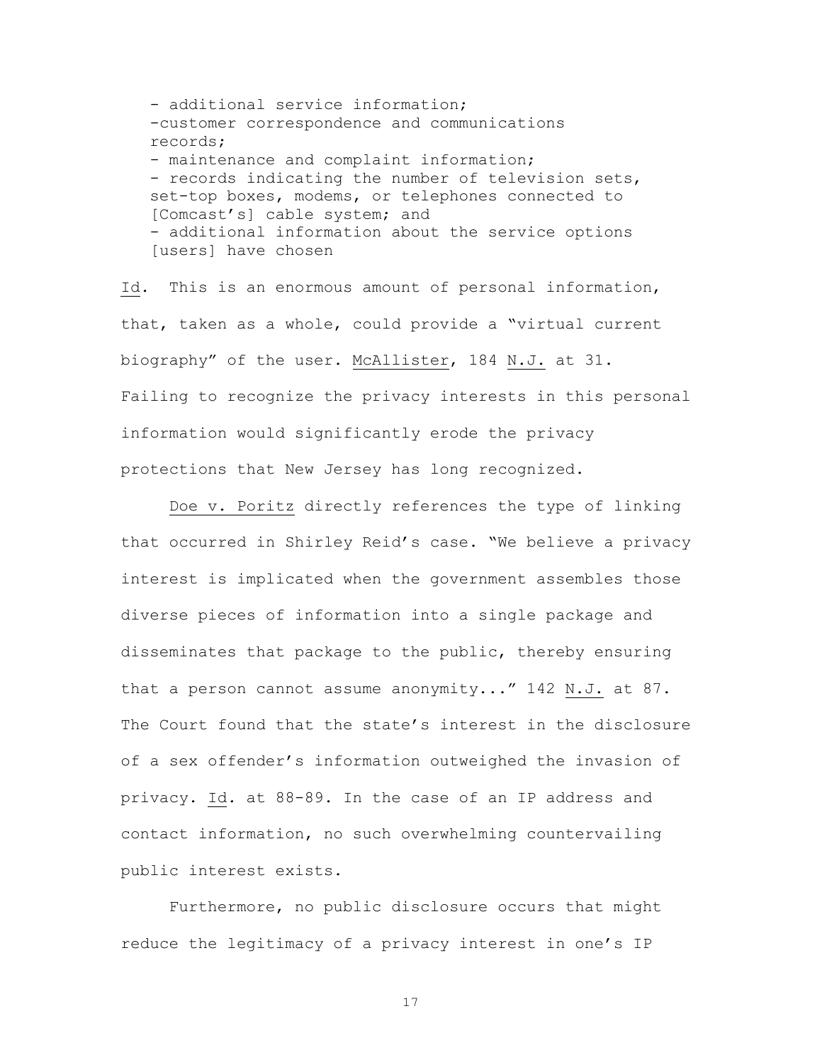- additional service information;
- customer correspondence and communications records;
- maintenance and complaint information;
- records indicating the number of television sets, set-top boxes, modems, or telephones connected to [Comcast's] cable system; and
- additional information about the service options [users] have chosen

Id. This is an enormous amount of personal information, that, taken as a whole, could provide a "virtual current biography" of the user. McAllister, 184 N.J. at 31. Failing to recognize the privacy interests in this personal information would significantly erode the privacy protections that New Jersey has long recognized.

Doe v. Poritz directly references the type of linking that occurred in Shirley Reid's case. "We believe a privacy interest is implicated when the government assembles those diverse pieces of information into a single package and disseminates that package to the public, thereby ensuring that a person cannot assume anonymity..." 142 N.J. at 87. The Court found that the state's interest in the disclosure of a sex offender's information outweighed the invasion of privacy. Id. at 88-89. In the case of an IP address and contact information, no such overwhelming countervailing public interest exists.

Furthermore, no public disclosure occurs that might reduce the legitimacy of a privacy interest in one's IP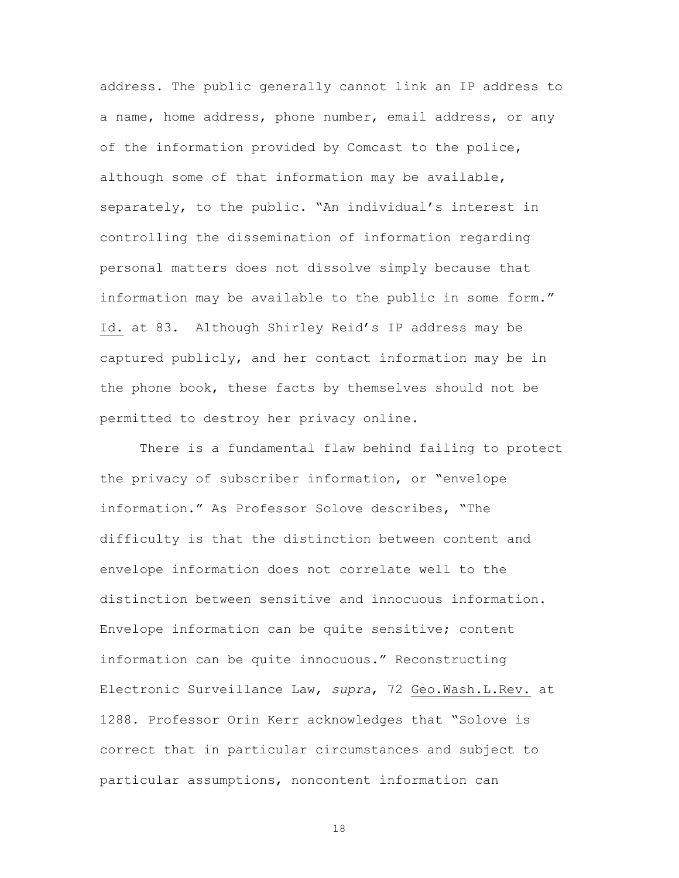address. The public generally cannot link an IP address to a name, home address, phone number, email address, or any of the information provided by Comcast to the police, although some of that information may be available, separately, to the public. "An individual's interest in controlling the dissemination of information regarding personal matters does not dissolve simply because that information may be available to the public in some form." Id. at 83. Although Shirley Reid's IP address may be captured publicly, and her contact information may be in the phone book, these facts by themselves should not be permitted to destroy her privacy online.

There is a fundamental flaw behind failing to protect the privacy of subscriber information, or "envelope information." As Professor Solove describes, "The difficulty is that the distinction between content and envelope information does not correlate well to the distinction between sensitive and innocuous information. Envelope information can be quite sensitive; content information can be quite innocuous." Reconstructing Electronic Surveillance Law, *supra*, 72 Geo.Wash.L.Rev. at 1288. Professor Orin Kerr acknowledges that "Solove is correct that in particular circumstances and subject to particular assumptions, noncontent information can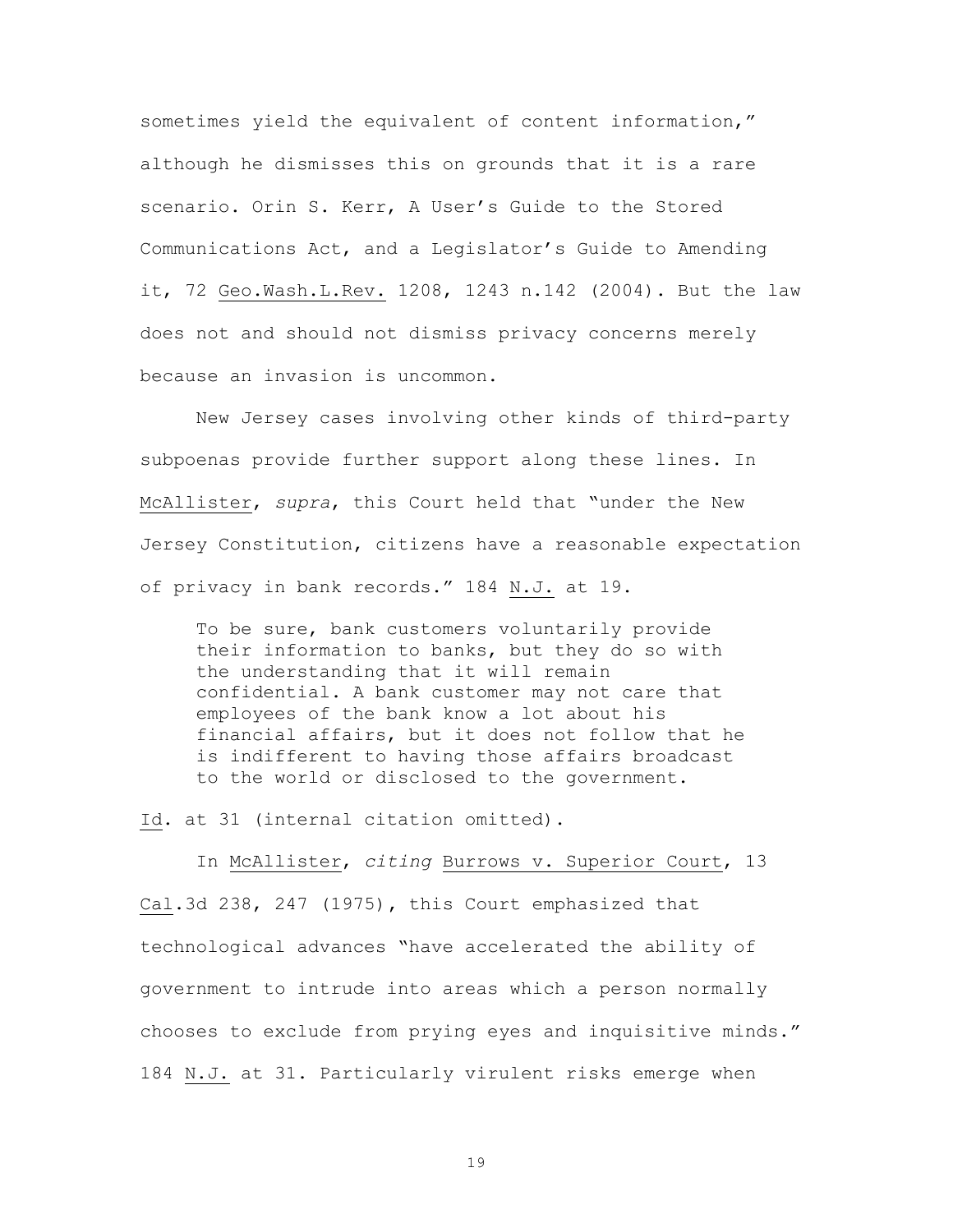sometimes yield the equivalent of content information," although he dismisses this on grounds that it is a rare scenario. Orin S. Kerr, A User's Guide to the Stored Communications Act, and a Legislator's Guide to Amending it, 72 Geo.Wash.L.Rev. 1208, 1243 n.142 (2004). But the law does not and should not dismiss privacy concerns merely because an invasion is uncommon.

New Jersey cases involving other kinds of third-party subpoenas provide further support along these lines. In McAllister, *supra*, this Court held that "under the New Jersey Constitution, citizens have a reasonable expectation of privacy in bank records." 184 N.J. at 19.

> To be sure, bank customers voluntarily provide their information to banks, but they do so with the understanding that it will remain confidential. A bank customer may not care that employees of the bank know a lot about his financial affairs, but it does not follow that he is indifferent to having those affairs broadcast to the world or disclosed to the government.

Id. at 31 (internal citation omitted).

In McAllister, *citing* Burrows v. Superior Court, 13 Cal.3d 238, 247 (1975), this Court emphasized that technological advances "have accelerated the ability of government to intrude into areas which a person normally chooses to exclude from prying eyes and inquisitive minds." 184 N.J. at 31. Particularly virulent risks emerge when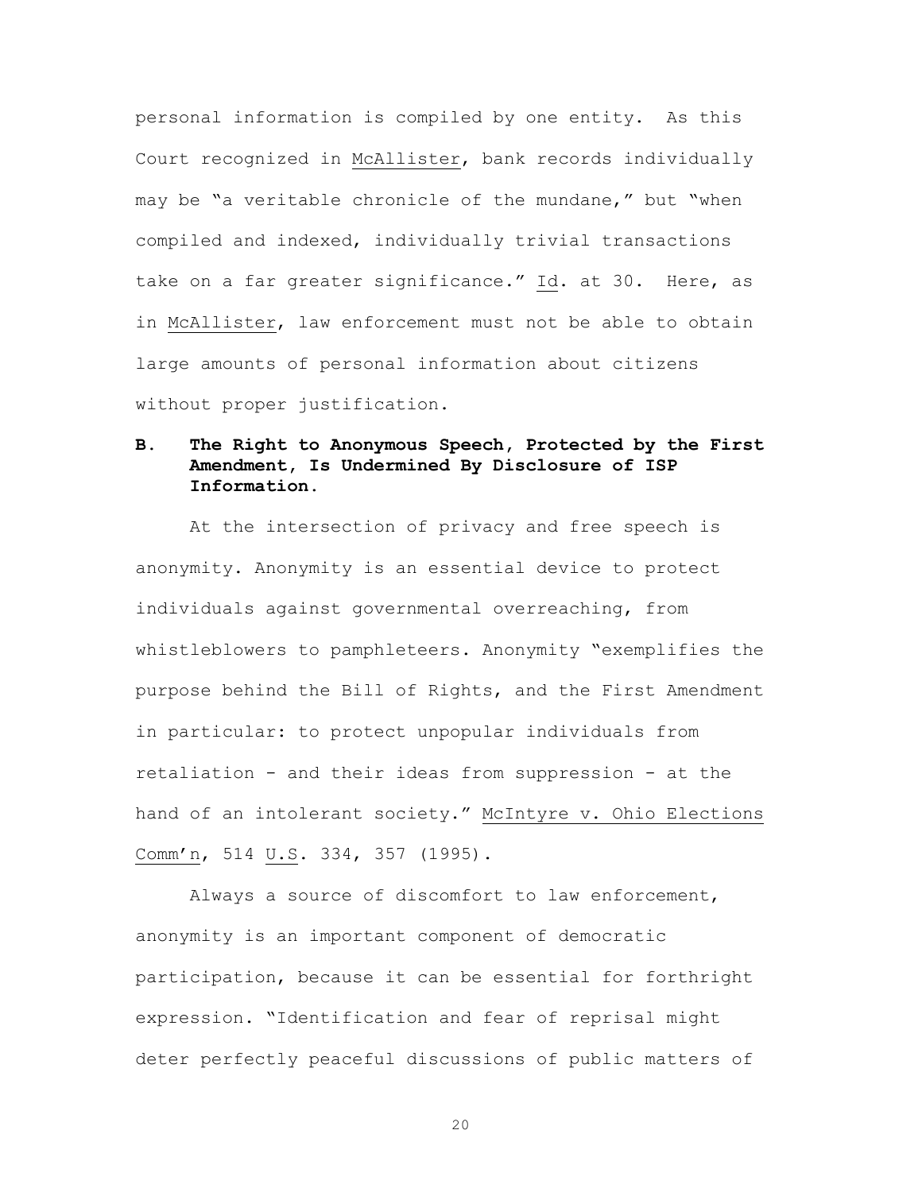personal information is compiled by one entity. As this Court recognized in McAllister, bank records individually may be "a veritable chronicle of the mundane," but "when compiled and indexed, individually trivial transactions take on a far greater significance." Id. at 30. Here, as in McAllister, law enforcement must not be able to obtain large amounts of personal information about citizens without proper justification.

### B. The Right to Anonymous Speech, Protected by the First Amendment, Is Undermined By Disclosure of ISP Information.

At the intersection of privacy and free speech is anonymity. Anonymity is an essential device to protect individuals against governmental overreaching, from whistleblowers to pamphleteers. Anonymity "exemplifies the purpose behind the Bill of Rights, and the First Amendment in particular: to protect unpopular individuals from retaliation - and their ideas from suppression - at the hand of an intolerant society." McIntyre v. Ohio Elections Comm'n, 514 U.S. 334, 357 (1995).

Always a source of discomfort to law enforcement, anonymity is an important component of democratic participation, because it can be essential for forthright expression. "Identification and fear of reprisal might deter perfectly peaceful discussions of public matters of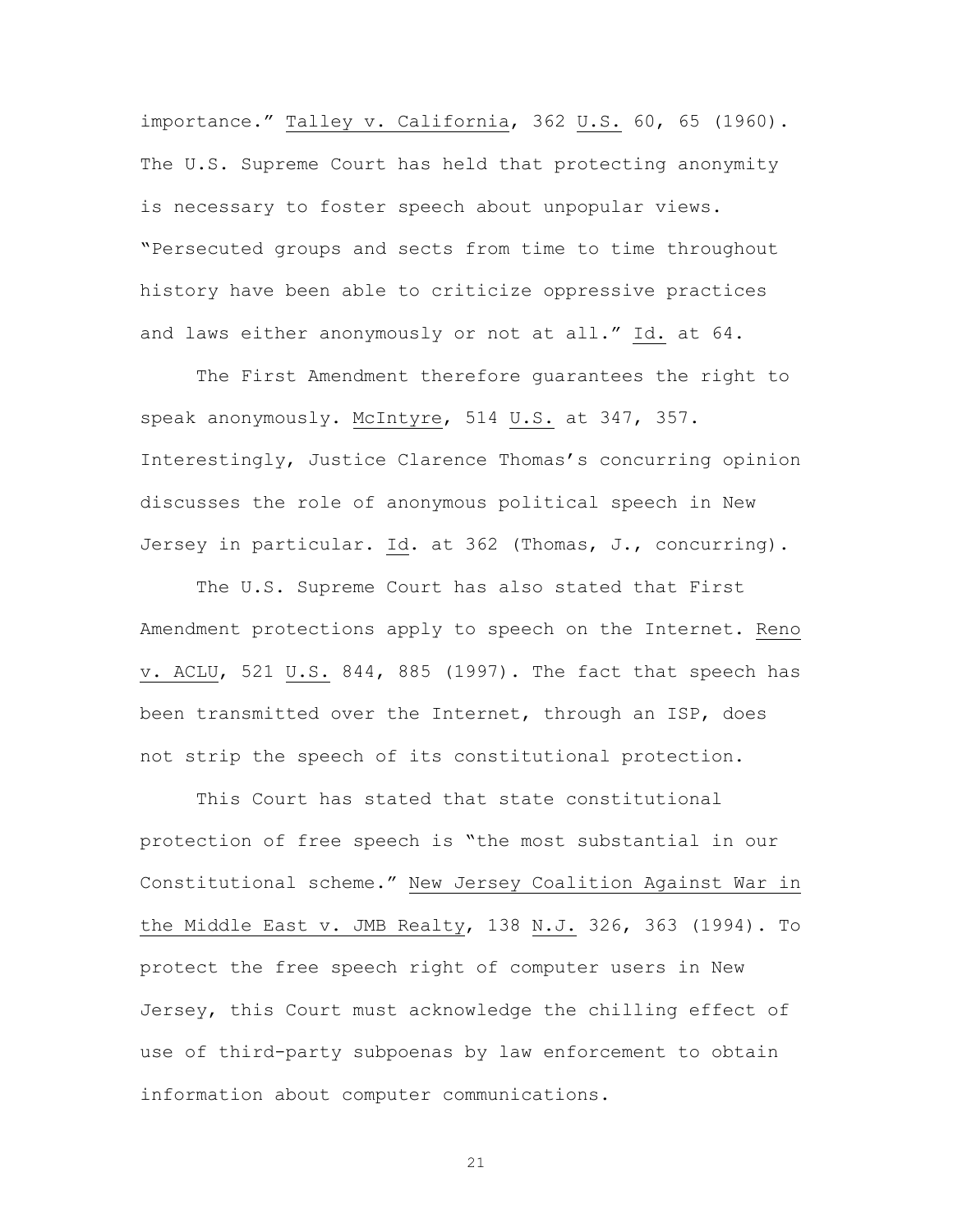importance." Talley v. California, 362 U.S. 60, 65 (1960). The U.S. Supreme Court has held that protecting anonymity is necessary to foster speech about unpopular views. "Persecuted groups and sects from time to time throughout history have been able to criticize oppressive practices and laws either anonymously or not at all." Id. at 64.

The First Amendment therefore guarantees the right to speak anonymously. McIntyre, 514 U.S. at 347, 357. Interestingly, Justice Clarence Thomas's concurring opinion discusses the role of anonymous political speech in New Jersey in particular. Id. at 362 (Thomas, J., concurring).

The U.S. Supreme Court has also stated that First Amendment protections apply to speech on the Internet. Reno v. ACLU, 521 U.S. 844, 885 (1997). The fact that speech has been transmitted over the Internet, through an ISP, does not strip the speech of its constitutional protection.

This Court has stated that state constitutional protection of free speech is "the most substantial in our Constitutional scheme." New Jersey Coalition Against War in the Middle East v. JMB Realty, 138 N.J. 326, 363 (1994). To protect the free speech right of computer users in New Jersey, this Court must acknowledge the chilling effect of use of third-party subpoenas by law enforcement to obtain information about computer communications.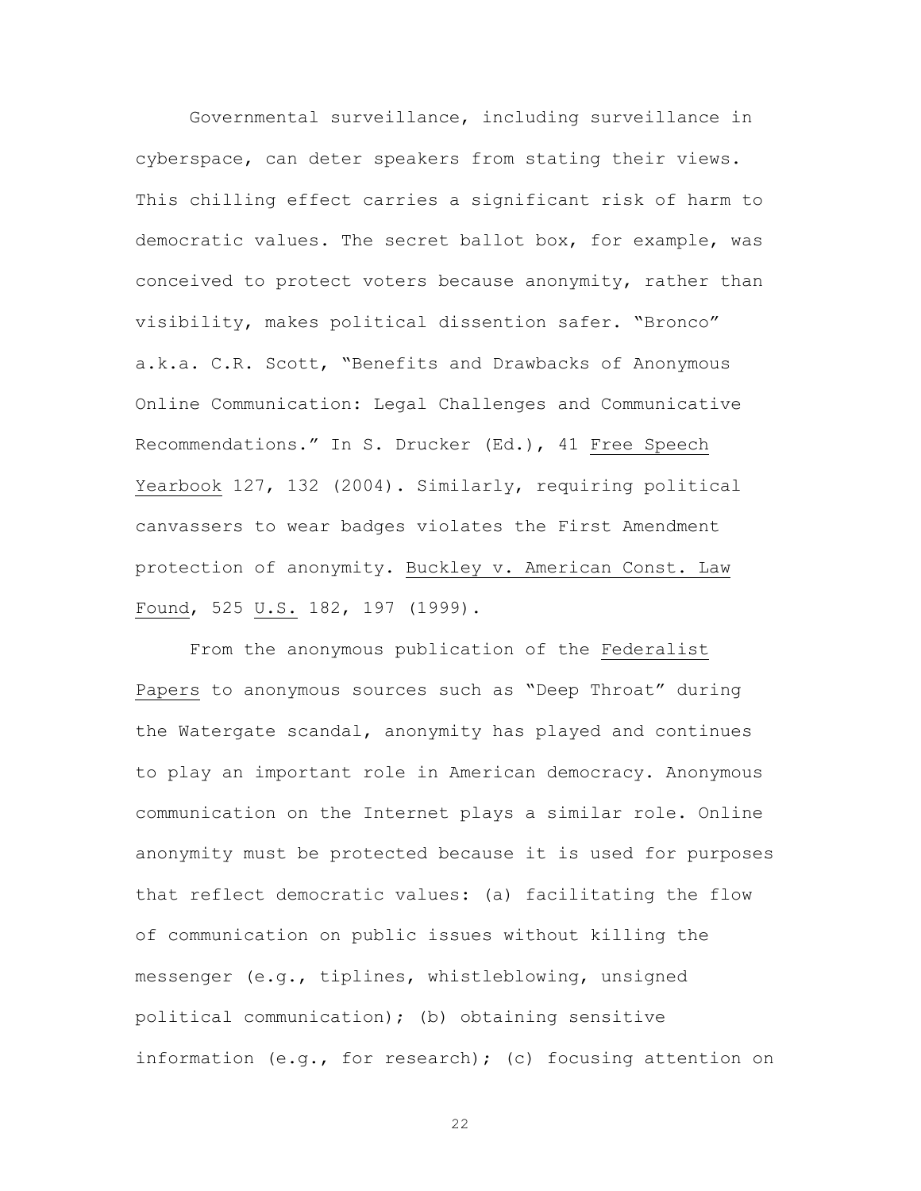Governmental surveillance, including surveillance in cyberspace, can deter speakers from stating their views. This chilling effect carries a significant risk of harm to democratic values. The secret ballot box, for example, was conceived to protect voters because anonymity, rather than visibility, makes political dissention safer. "Bronco" a.k.a. C.R. Scott, "Benefits and Drawbacks of Anonymous Online Communication: Legal Challenges and Communicative Recommendations." In S. Drucker (Ed.), 41 Free Speech Yearbook 127, 132 (2004). Similarly, requiring political canvassers to wear badges violates the First Amendment protection of anonymity. Buckley v. American Const. Law Found, 525 U.S. 182, 197 (1999).

From the anonymous publication of the Federalist Papers to anonymous sources such as "Deep Throat" during the Watergate scandal, anonymity has played and continues to play an important role in American democracy. Anonymous communication on the Internet plays a similar role. Online anonymity must be protected because it is used for purposes that reflect democratic values: (a) facilitating the flow of communication on public issues without killing the messenger (e.g., tiplines, whistleblowing, unsigned political communication); (b) obtaining sensitive information (e.g., for research); (c) focusing attention on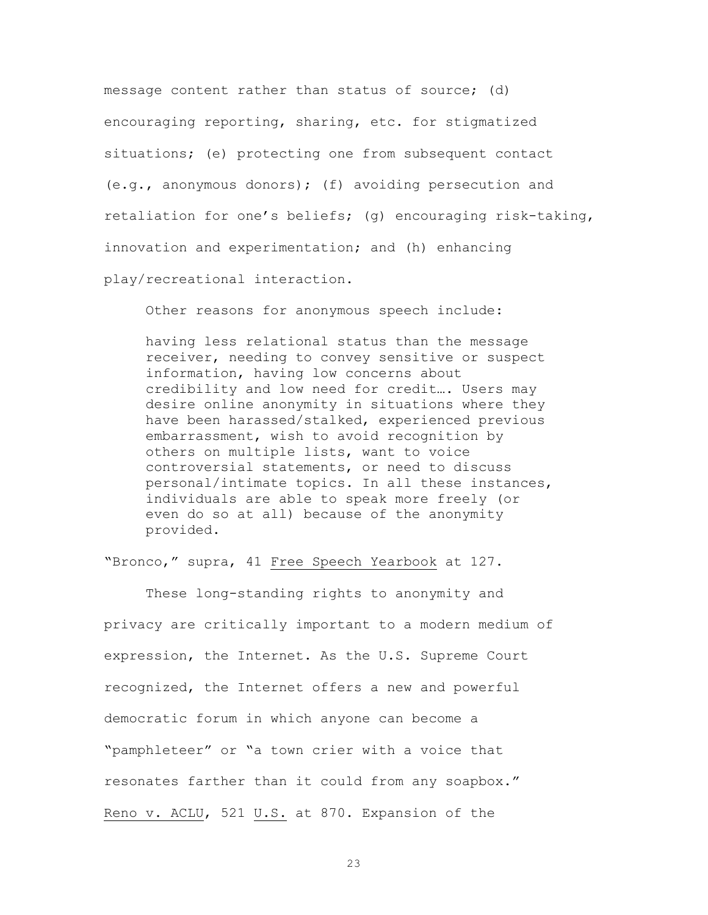message content rather than status of source; (d) encouraging reporting, sharing, etc. for stigmatized situations; (e) protecting one from subsequent contact (e.g., anonymous donors); (f) avoiding persecution and retaliation for one's beliefs; (g) encouraging risk-taking, innovation and experimentation; and (h) enhancing play/recreational interaction.

Other reasons for anonymous speech include:

> having less relational status than the message receiver, needing to convey sensitive or suspect information, having low concerns about credibility and low need for credit…. Users may desire online anonymity in situations where they have been harassed/stalked, experienced previous embarrassment, wish to avoid recognition by others on multiple lists, want to voice controversial statements, or need to discuss personal/intimate topics. In all these instances, individuals are able to speak more freely (or even do so at all) because of the anonymity provided.

"Bronco," supra, 41 <u>Free Speech Yearbook</u> at 127.

These long-standing rights to anonymity and privacy are critically important to a modern medium of expression, the Internet. As the U.S. Supreme Court recognized, the Internet offers a new and powerful democratic forum in which anyone can become a "pamphleteer" or "a town crier with a voice that resonates farther than it could from any soapbox." <u>Reno v. ACLU</u>, 521 <u>U.S.</u> at 870. Expansion of the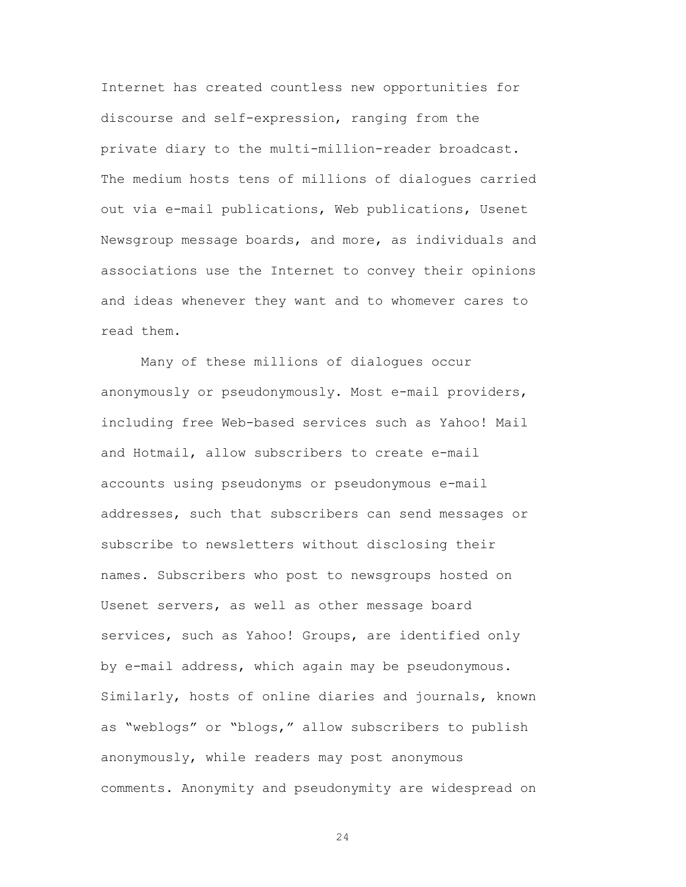Internet has created countless new opportunities for discourse and self-expression, ranging from the private diary to the multi-million-reader broadcast. The medium hosts tens of millions of dialogues carried out via e-mail publications, Web publications, Usenet Newsgroup message boards, and more, as individuals and associations use the Internet to convey their opinions and ideas whenever they want and to whomever cares to read them.

Many of these millions of dialogues occur anonymously or pseudonymously. Most e-mail providers, including free Web-based services such as Yahoo! Mail and Hotmail, allow subscribers to create e-mail accounts using pseudonyms or pseudonymous e-mail addresses, such that subscribers can send messages or subscribe to newsletters without disclosing their names. Subscribers who post to newsgroups hosted on Usenet servers, as well as other message board services, such as Yahoo! Groups, are identified only by e-mail address, which again may be pseudonymous. Similarly, hosts of online diaries and journals, known as "weblogs" or "blogs," allow subscribers to publish anonymously, while readers may post anonymous comments. Anonymity and pseudonymity are widespread on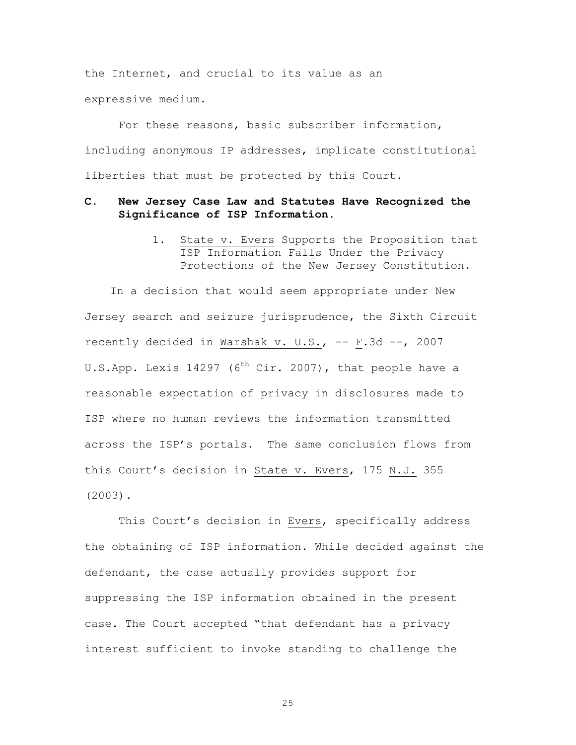the Internet, and crucial to its value as an expressive medium.

For these reasons, basic subscriber information, including anonymous IP addresses, implicate constitutional liberties that must be protected by this Court.

## C. New Jersey Case Law and Statutes Have Recognized the Significance of ISP Information.

### 1. State v. Evers Supports the Proposition that ISP Information Falls Under the Privacy Protections of the New Jersey Constitution.

In a decision that would seem appropriate under New Jersey search and seizure jurisprudence, the Sixth Circuit recently decided in Warshak v. U.S., -- F.3d --, 2007 U.S.App. Lexis 14297 (6th Cir. 2007), that people have a reasonable expectation of privacy in disclosures made to ISP where no human reviews the information transmitted across the ISP's portals. The same conclusion flows from this Court's decision in State v. Evers, 175 N.J. 355 (2003).

This Court's decision in Evers, specifically address the obtaining of ISP information. While decided against the defendant, the case actually provides support for suppressing the ISP information obtained in the present case. The Court accepted "that defendant has a privacy interest sufficient to invoke standing to challenge the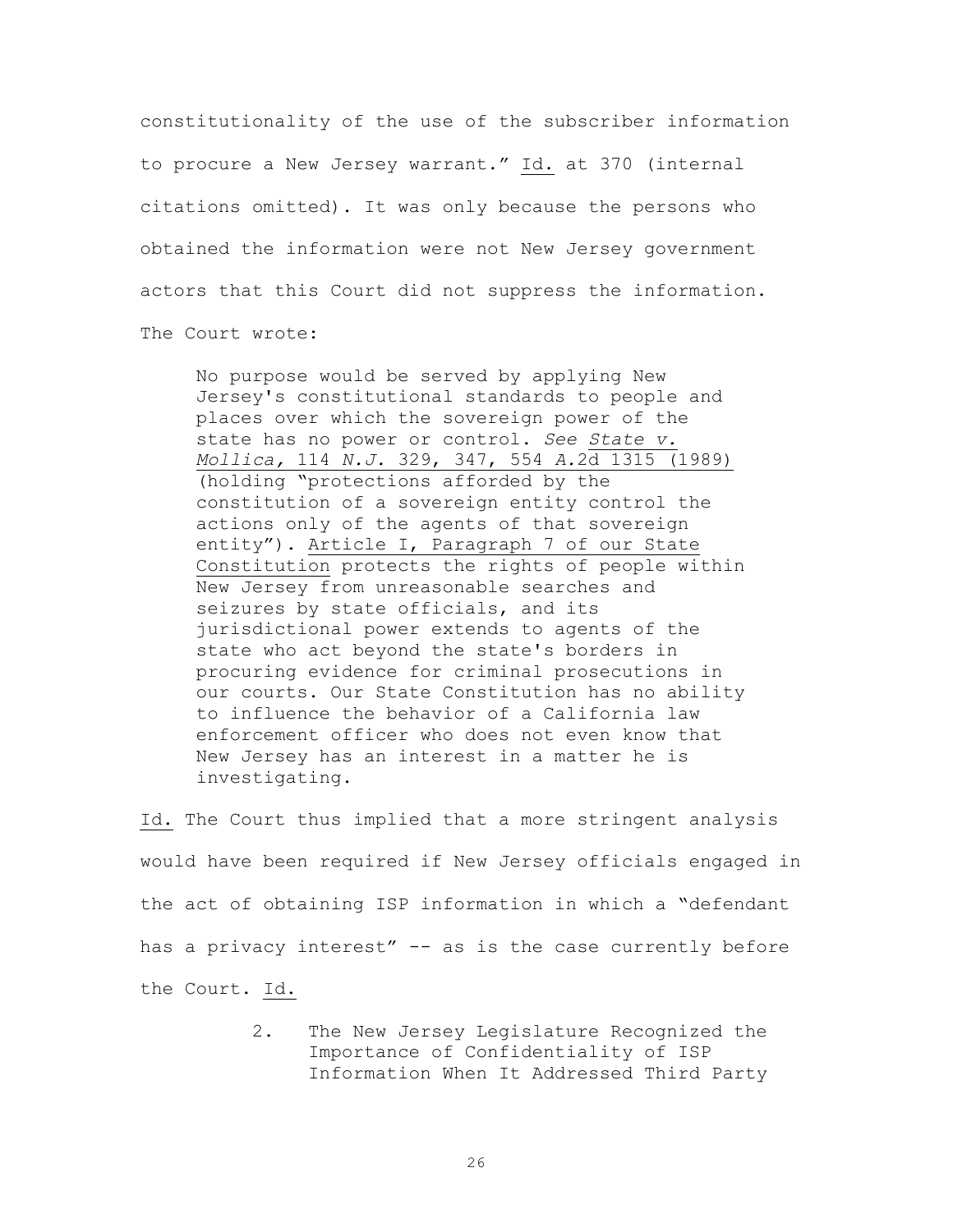constitutionality of the use of the subscriber information to procure a New Jersey warrant." Id. at 370 (internal citations omitted). It was only because the persons who obtained the information were not New Jersey government actors that this Court did not suppress the information. The Court wrote:

> No purpose would be served by applying New Jersey's constitutional standards to people and places over which the sovereign power of the state has no power or control. *See State v. Mollica,* 114 *N.J.* 329, 347, 554 *A.*2d 1315 (1989) (holding "protections afforded by the constitution of a sovereign entity control the actions only of the agents of that sovereign entity"). Article I, Paragraph 7 of our State Constitution protects the rights of people within New Jersey from unreasonable searches and seizures by state officials, and its jurisdictional power extends to agents of the state who act beyond the state's borders in procuring evidence for criminal prosecutions in our courts. Our State Constitution has no ability to influence the behavior of a California law enforcement officer who does not even know that New Jersey has an interest in a matter he is investigating.

Id. The Court thus implied that a more stringent analysis would have been required if New Jersey officials engaged in the act of obtaining ISP information in which a "defendant has a privacy interest" -- as is the case currently before the Court. Id.

2. The New Jersey Legislature Recognized the Importance of Confidentiality of ISP Information When It Addressed Third Party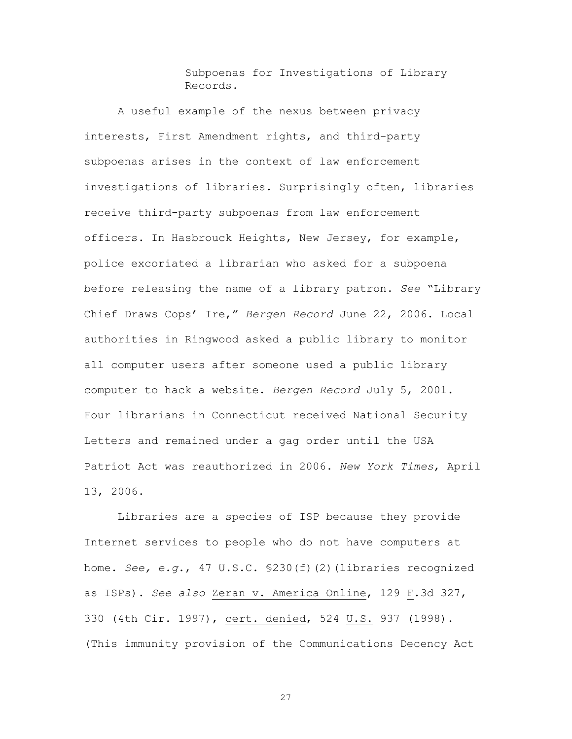### Subpoenas for Investigations of Library Records.

A useful example of the nexus between privacy interests, First Amendment rights, and third-party subpoenas arises in the context of law enforcement investigations of libraries. Surprisingly often, libraries receive third-party subpoenas from law enforcement officers. In Hasbrouck Heights, New Jersey, for example, police excoriated a librarian who asked for a subpoena before releasing the name of a library patron. *See* "Library Chief Draws Cops' Ire," *Bergen Record* June 22, 2006. Local authorities in Ringwood asked a public library to monitor all computer users after someone used a public library computer to hack a website. *Bergen Record* July 5, 2001. Four librarians in Connecticut received National Security Letters and remained under a gag order until the USA Patriot Act was reauthorized in 2006. *New York Times*, April 13, 2006.

Libraries are a species of ISP because they provide Internet services to people who do not have computers at home. *See, e.g.*, 47 U.S.C. §230(f)(2)(libraries recognized as ISPs). *See also* Zeran v. America Online, 129 F.3d 327, 330 (4th Cir. 1997), cert. denied, 524 U.S. 937 (1998). (This immunity provision of the Communications Decency Act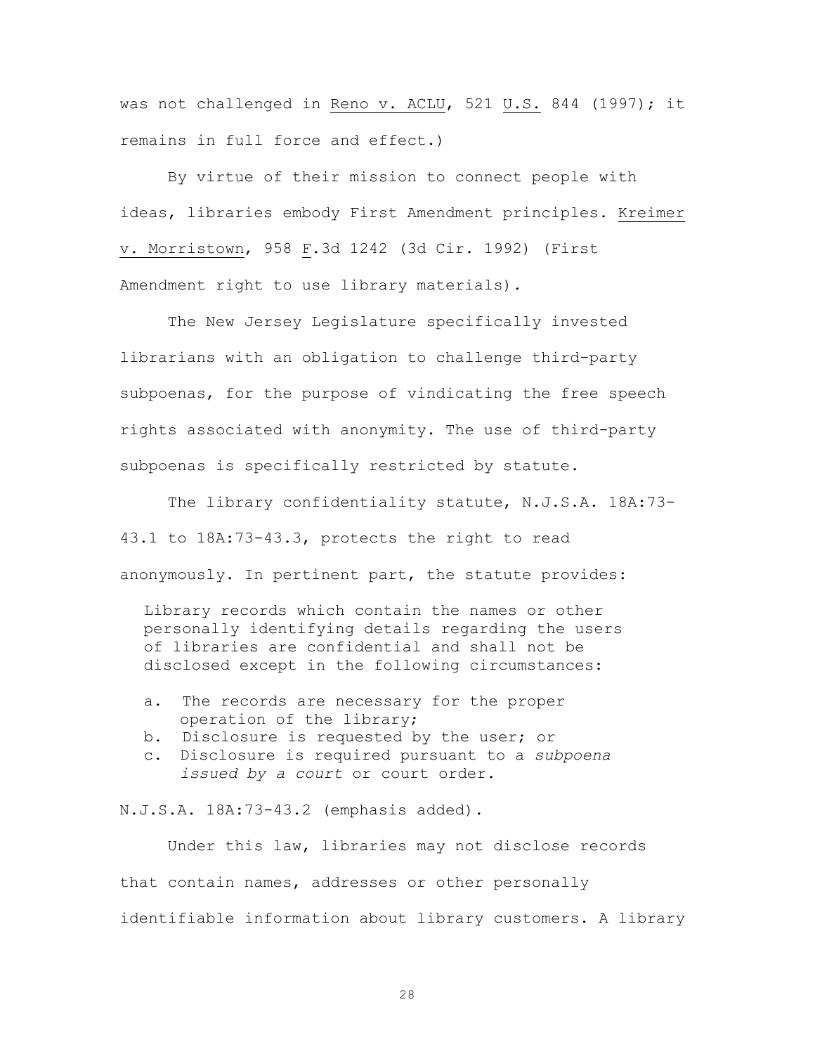was not challenged in Reno v. ACLU, 521 U.S. 844 (1997); it remains in full force and effect.)

By virtue of their mission to connect people with ideas, libraries embody First Amendment principles. Kreimer v. Morristown, 958 F.3d 1242 (3d Cir. 1992) (First Amendment right to use library materials).

The New Jersey Legislature specifically invested librarians with an obligation to challenge third-party subpoenas, for the purpose of vindicating the free speech rights associated with anonymity. The use of third-party subpoenas is specifically restricted by statute.

The library confidentiality statute, N.J.S.A. 18A:73-43.1 to 18A:73-43.3, protects the right to read anonymously. In pertinent part, the statute provides:

> Library records which contain the names or other personally identifying details regarding the users of libraries are confidential and shall not be disclosed except in the following circumstances:
>
> a. The records are necessary for the proper operation of the library;
> b. Disclosure is requested by the user; or
> c. Disclosure is required pursuant to a *subpoena issued by a court* or court order.

N.J.S.A. 18A:73-43.2 (emphasis added).

Under this law, libraries may not disclose records that contain names, addresses or other personally identifiable information about library customers. A library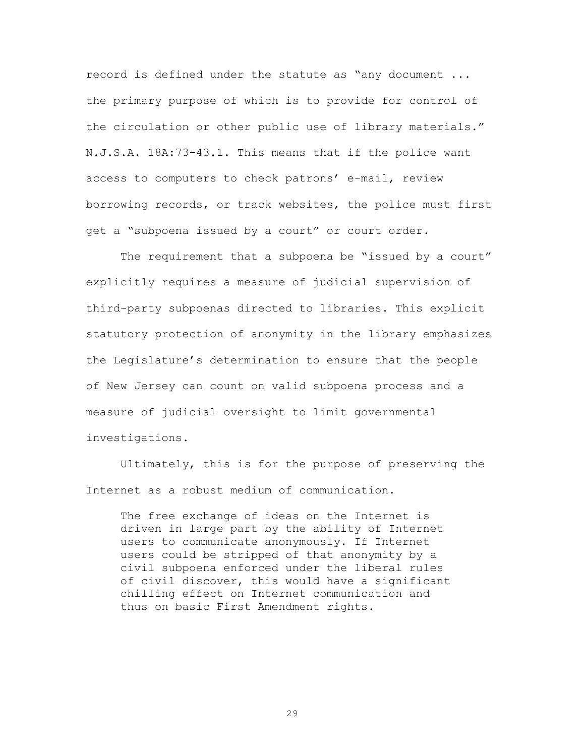record is defined under the statute as "any document ... the primary purpose of which is to provide for control of the circulation or other public use of library materials." N.J.S.A. 18A:73-43.1. This means that if the police want access to computers to check patrons' e-mail, review borrowing records, or track websites, the police must first get a "subpoena issued by a court" or court order.

The requirement that a subpoena be "issued by a court" explicitly requires a measure of judicial supervision of third-party subpoenas directed to libraries. This explicit statutory protection of anonymity in the library emphasizes the Legislature's determination to ensure that the people of New Jersey can count on valid subpoena process and a measure of judicial oversight to limit governmental investigations.

Ultimately, this is for the purpose of preserving the Internet as a robust medium of communication.

> The free exchange of ideas on the Internet is driven in large part by the ability of Internet users to communicate anonymously. If Internet users could be stripped of that anonymity by a civil subpoena enforced under the liberal rules of civil discover, this would have a significant chilling effect on Internet communication and thus on basic First Amendment rights.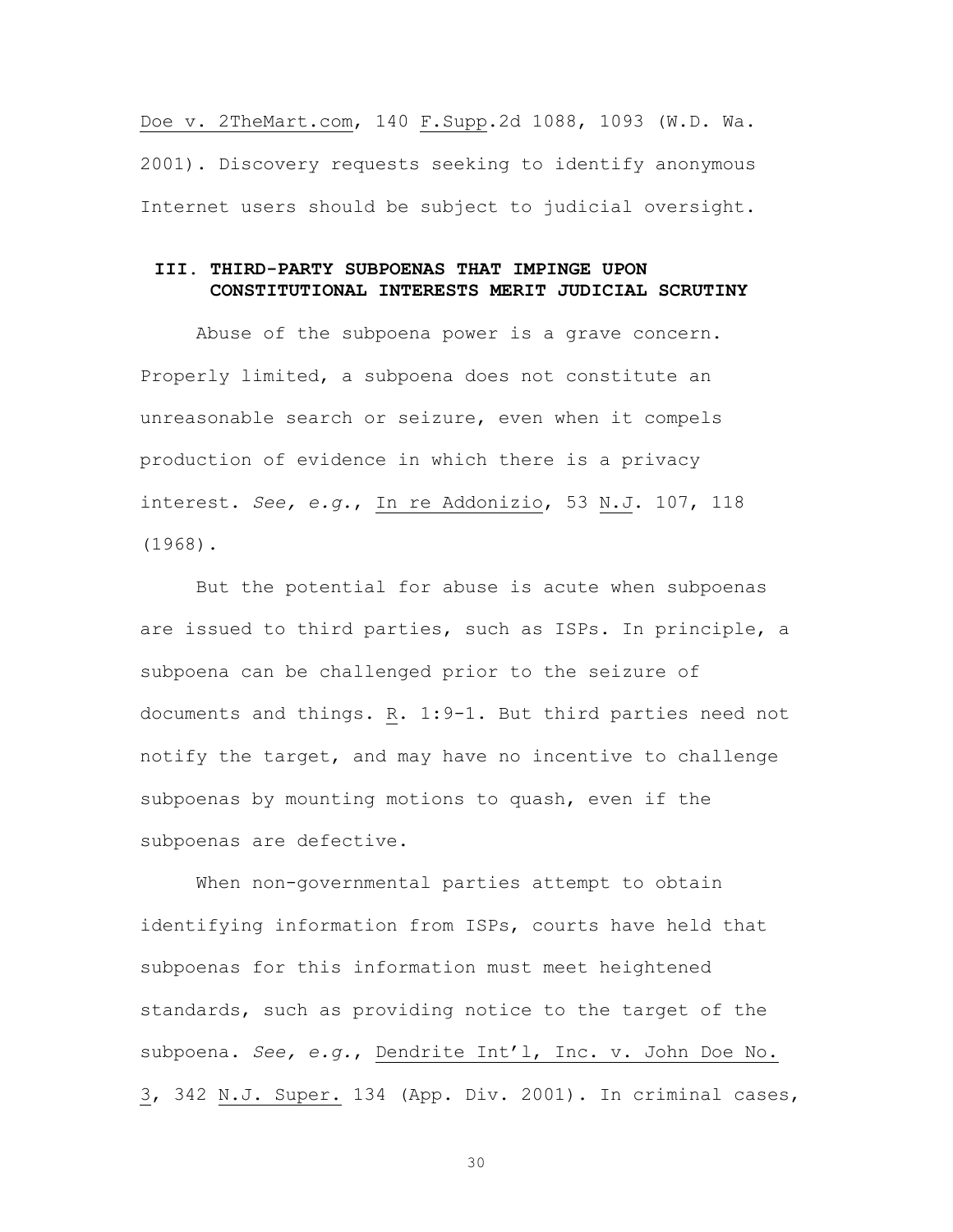Doe v. 2TheMart.com, 140 F.Supp.2d 1088, 1093 (W.D. Wa. 2001). Discovery requests seeking to identify anonymous Internet users should be subject to judicial oversight.

## III. THIRD-PARTY SUBPOENAS THAT IMPINGE UPON CONSTITUTIONAL INTERESTS MERIT JUDICIAL SCRUTINY

Abuse of the subpoena power is a grave concern. Properly limited, a subpoena does not constitute an unreasonable search or seizure, even when it compels production of evidence in which there is a privacy interest. *See, e.g.*, In re Addonizio, 53 N.J. 107, 118 (1968).

But the potential for abuse is acute when subpoenas are issued to third parties, such as ISPs. In principle, a subpoena can be challenged prior to the seizure of documents and things. R. 1:9-1. But third parties need not notify the target, and may have no incentive to challenge subpoenas by mounting motions to quash, even if the subpoenas are defective.

When non-governmental parties attempt to obtain identifying information from ISPs, courts have held that subpoenas for this information must meet heightened standards, such as providing notice to the target of the subpoena. *See, e.g.*, Dendrite Int'l, Inc. v. John Doe No. 3, 342 N.J. Super. 134 (App. Div. 2001). In criminal cases,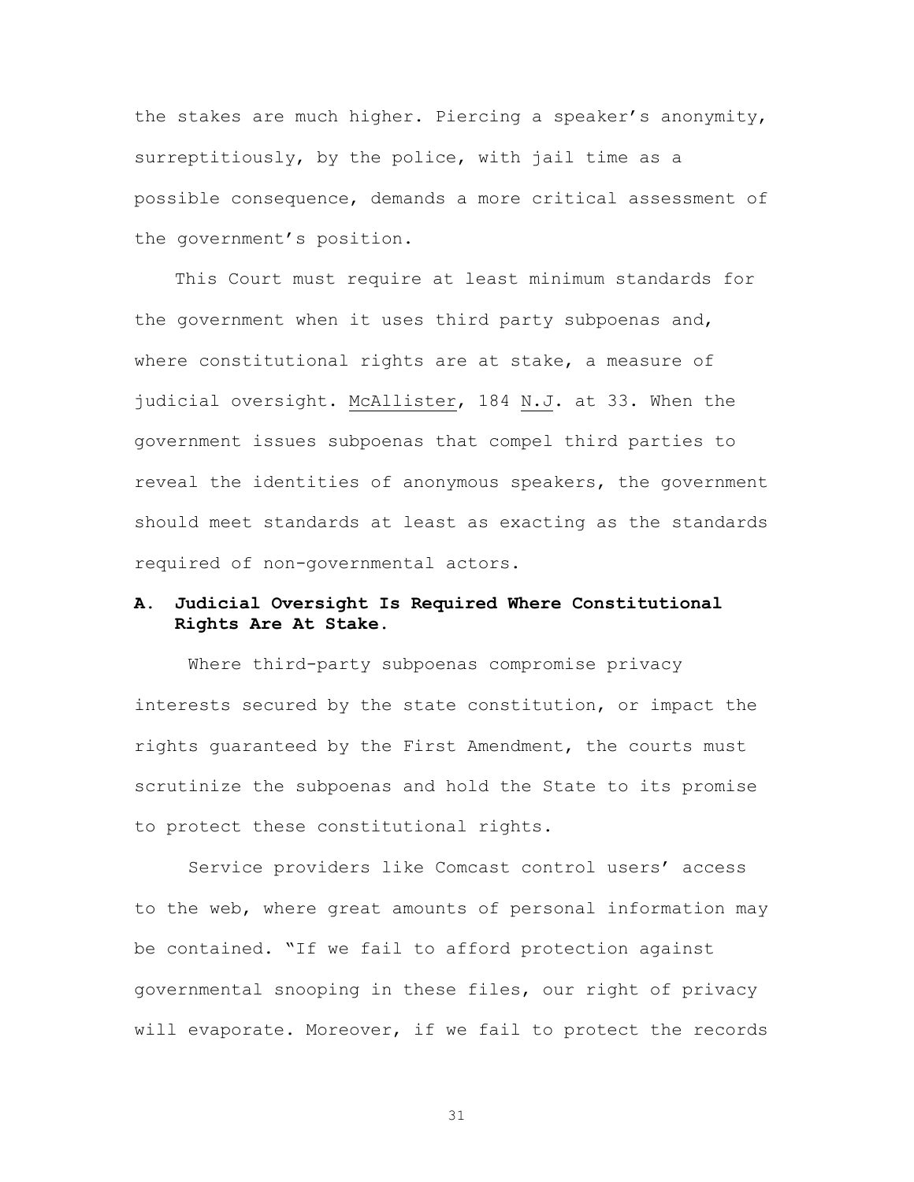the stakes are much higher. Piercing a speaker's anonymity, surreptitiously, by the police, with jail time as a possible consequence, demands a more critical assessment of the government's position.

This Court must require at least minimum standards for the government when it uses third party subpoenas and, where constitutional rights are at stake, a measure of judicial oversight. McAllister, 184 N.J. at 33. When the government issues subpoenas that compel third parties to reveal the identities of anonymous speakers, the government should meet standards at least as exacting as the standards required of non-governmental actors.

### A. Judicial Oversight Is Required Where Constitutional Rights Are At Stake.

Where third-party subpoenas compromise privacy interests secured by the state constitution, or impact the rights guaranteed by the First Amendment, the courts must scrutinize the subpoenas and hold the State to its promise to protect these constitutional rights.

Service providers like Comcast control users' access to the web, where great amounts of personal information may be contained. "If we fail to afford protection against governmental snooping in these files, our right of privacy will evaporate. Moreover, if we fail to protect the records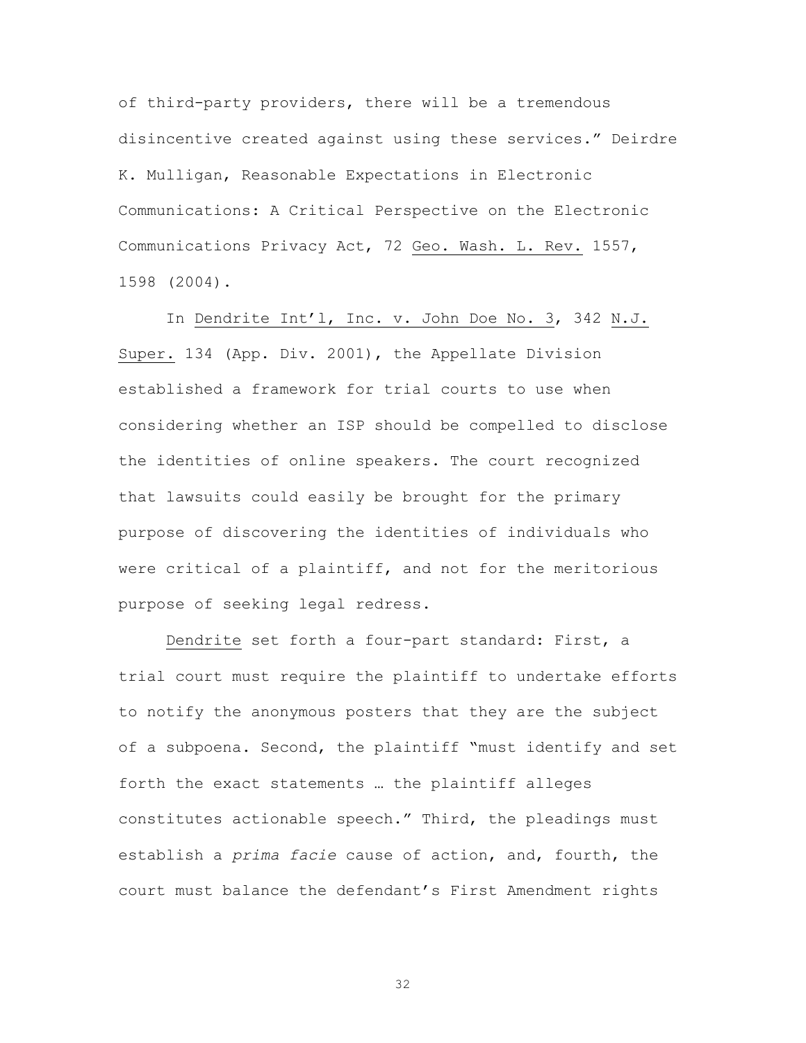of third-party providers, there will be a tremendous disincentive created against using these services." Deirdre K. Mulligan, Reasonable Expectations in Electronic Communications: A Critical Perspective on the Electronic Communications Privacy Act, 72 Geo. Wash. L. Rev. 1557, 1598 (2004).

In Dendrite Int'l, Inc. v. John Doe No. 3, 342 N.J. Super. 134 (App. Div. 2001), the Appellate Division established a framework for trial courts to use when considering whether an ISP should be compelled to disclose the identities of online speakers. The court recognized that lawsuits could easily be brought for the primary purpose of discovering the identities of individuals who were critical of a plaintiff, and not for the meritorious purpose of seeking legal redress.

Dendrite set forth a four-part standard: First, a trial court must require the plaintiff to undertake efforts to notify the anonymous posters that they are the subject of a subpoena. Second, the plaintiff "must identify and set forth the exact statements … the plaintiff alleges constitutes actionable speech." Third, the pleadings must establish a *prima facie* cause of action, and, fourth, the court must balance the defendant's First Amendment rights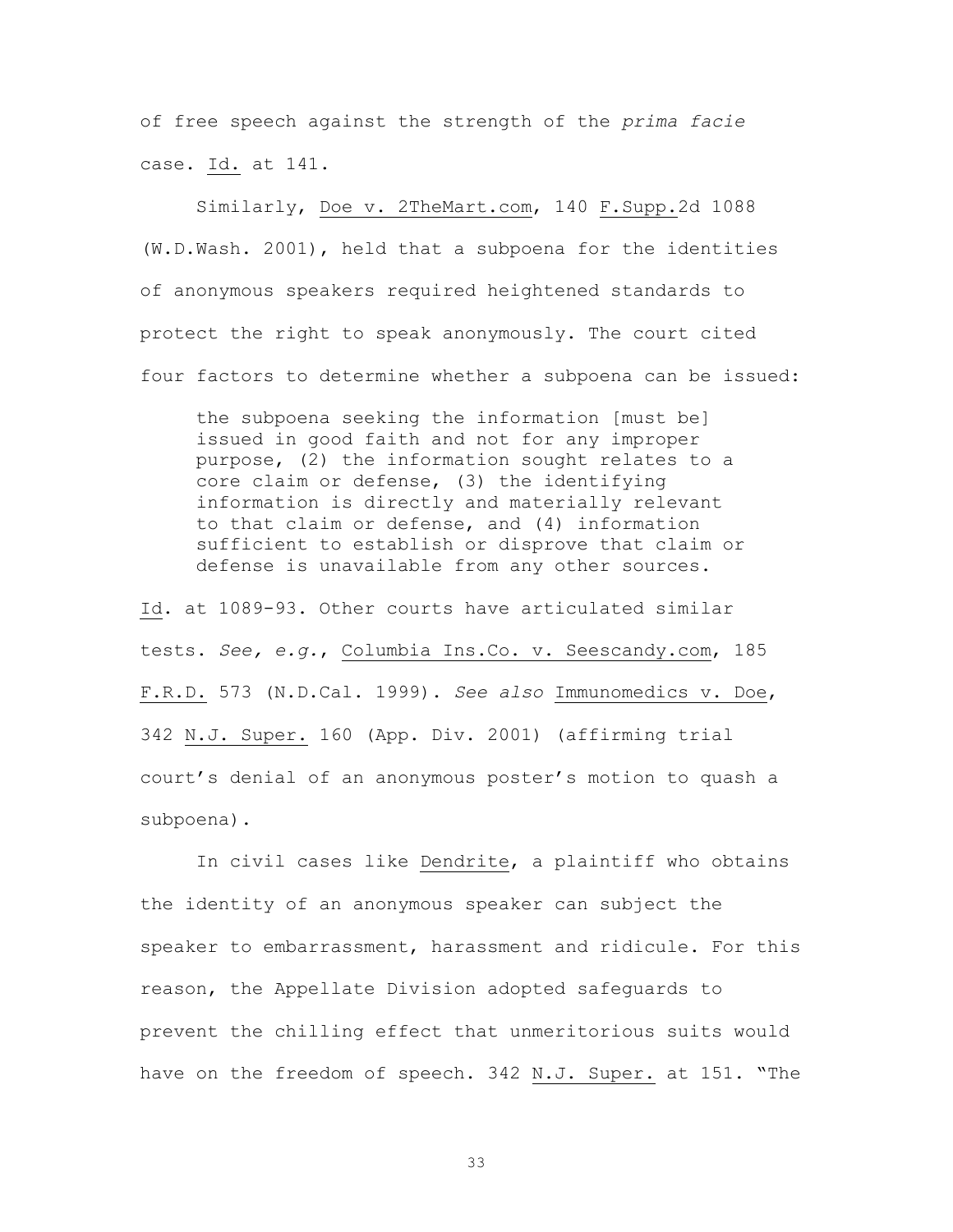of free speech against the strength of the *prima facie* case. Id. at 141.

Similarly, Doe v. 2TheMart.com, 140 F.Supp.2d 1088 (W.D.Wash. 2001), held that a subpoena for the identities of anonymous speakers required heightened standards to protect the right to speak anonymously. The court cited four factors to determine whether a subpoena can be issued:

> the subpoena seeking the information [must be] issued in good faith and not for any improper purpose, (2) the information sought relates to a core claim or defense, (3) the identifying information is directly and materially relevant to that claim or defense, and (4) information sufficient to establish or disprove that claim or defense is unavailable from any other sources.

Id. at 1089-93. Other courts have articulated similar tests. *See, e.g.*, Columbia Ins.Co. v. Seescandy.com, 185 F.R.D. 573 (N.D.Cal. 1999). *See also* Immunomedics v. Doe, 342 N.J. Super. 160 (App. Div. 2001) (affirming trial court's denial of an anonymous poster's motion to quash a subpoena).

In civil cases like Dendrite, a plaintiff who obtains the identity of an anonymous speaker can subject the speaker to embarrassment, harassment and ridicule. For this reason, the Appellate Division adopted safeguards to prevent the chilling effect that unmeritorious suits would have on the freedom of speech. 342 N.J. Super. at 151. "The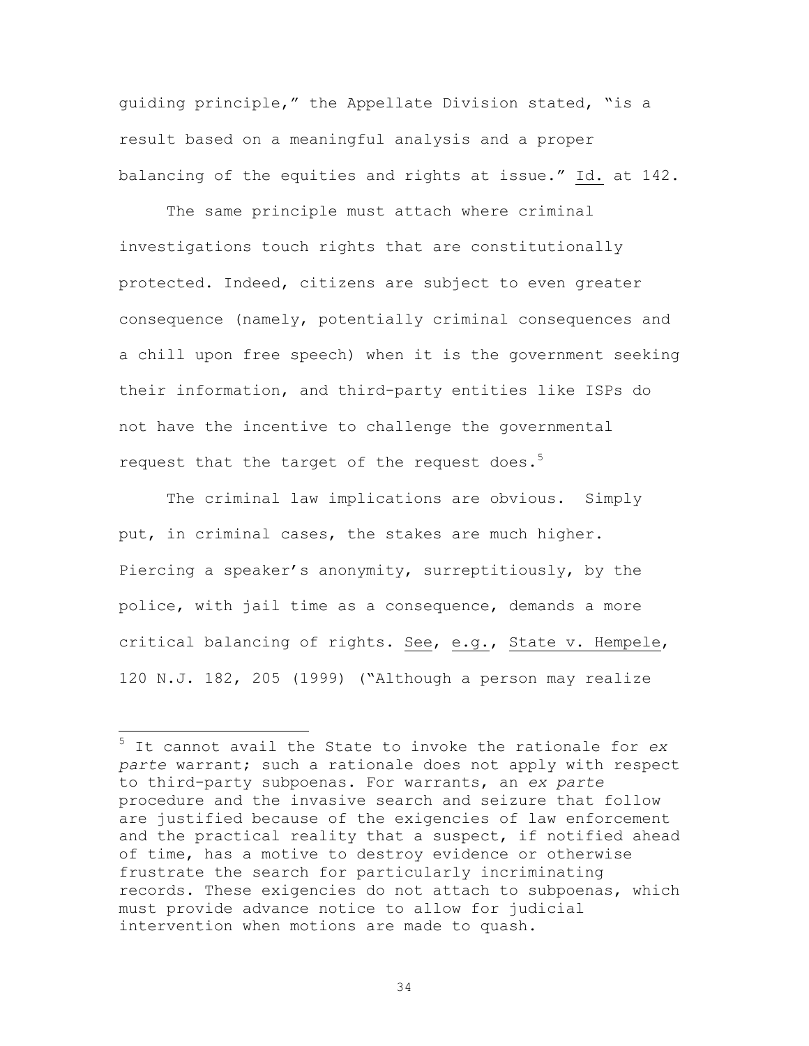guiding principle," the Appellate Division stated, "is a result based on a meaningful analysis and a proper balancing of the equities and rights at issue." Id. at 142.

The same principle must attach where criminal investigations touch rights that are constitutionally protected. Indeed, citizens are subject to even greater consequence (namely, potentially criminal consequences and a chill upon free speech) when it is the government seeking their information, and third-party entities like ISPs do not have the incentive to challenge the governmental request that the target of the request does.[5]

The criminal law implications are obvious. Simply put, in criminal cases, the stakes are much higher. Piercing a speaker's anonymity, surreptitiously, by the police, with jail time as a consequence, demands a more critical balancing of rights. See, e.g., State v. Hempele, 120 N.J. 182, 205 (1999) ("Although a person may realize

---

[5] It cannot avail the State to invoke the rationale for *ex parte* warrant; such a rationale does not apply with respect to third-party subpoenas. For warrants, an *ex parte* procedure and the invasive search and seizure that follow are justified because of the exigencies of law enforcement and the practical reality that a suspect, if notified ahead of time, has a motive to destroy evidence or otherwise frustrate the search for particularly incriminating records. These exigencies do not attach to subpoenas, which must provide advance notice to allow for judicial intervention when motions are made to quash.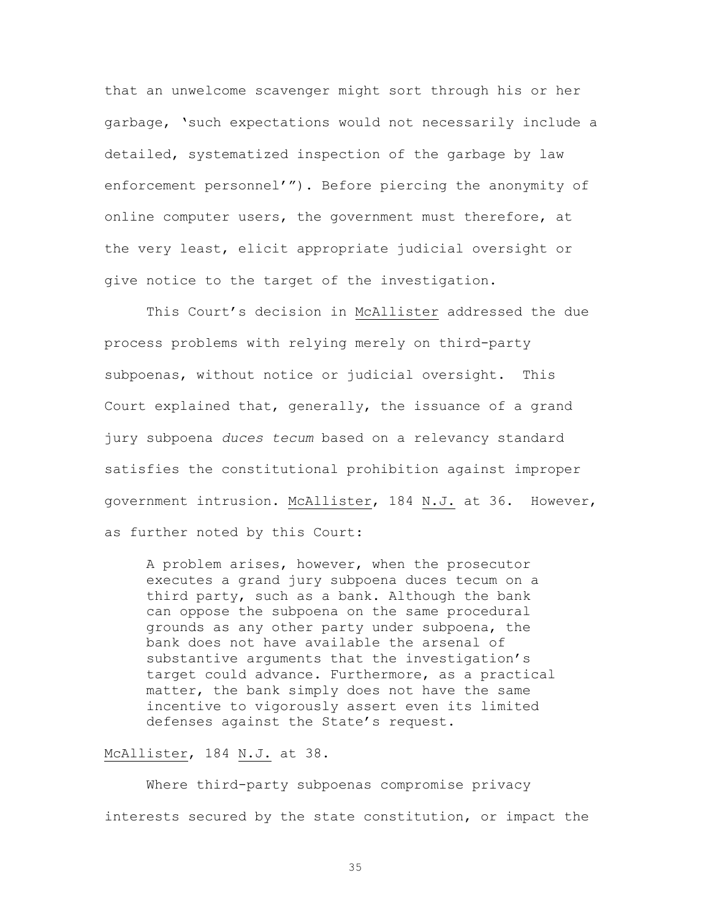that an unwelcome scavenger might sort through his or her garbage, 'such expectations would not necessarily include a detailed, systematized inspection of the garbage by law enforcement personnel'"). Before piercing the anonymity of online computer users, the government must therefore, at the very least, elicit appropriate judicial oversight or give notice to the target of the investigation.

This Court's decision in McAllister addressed the due process problems with relying merely on third-party subpoenas, without notice or judicial oversight. This Court explained that, generally, the issuance of a grand jury subpoena *duces tecum* based on a relevancy standard satisfies the constitutional prohibition against improper government intrusion. McAllister, 184 N.J. at 36. However, as further noted by this Court:

> A problem arises, however, when the prosecutor executes a grand jury subpoena duces tecum on a third party, such as a bank. Although the bank can oppose the subpoena on the same procedural grounds as any other party under subpoena, the bank does not have available the arsenal of substantive arguments that the investigation's target could advance. Furthermore, as a practical matter, the bank simply does not have the same incentive to vigorously assert even its limited defenses against the State's request.

McAllister, 184 N.J. at 38.

Where third-party subpoenas compromise privacy interests secured by the state constitution, or impact the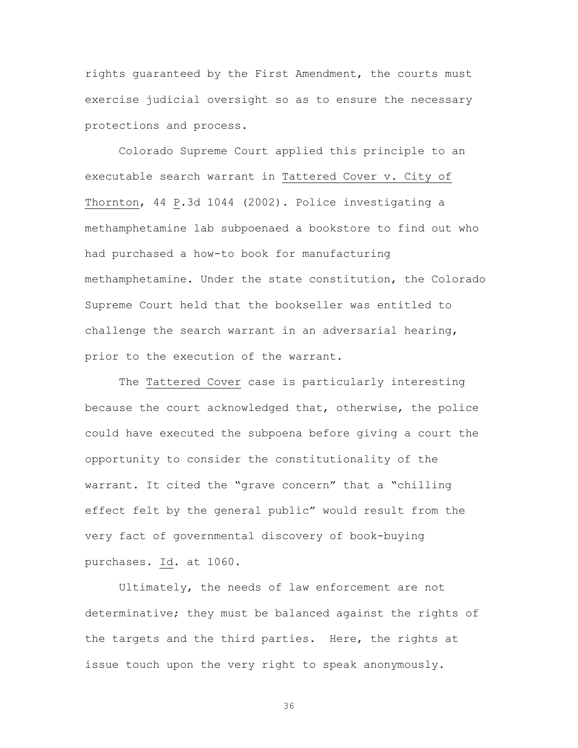rights guaranteed by the First Amendment, the courts must exercise judicial oversight so as to ensure the necessary protections and process.

Colorado Supreme Court applied this principle to an executable search warrant in Tattered Cover v. City of Thornton, 44 P.3d 1044 (2002). Police investigating a methamphetamine lab subpoenaed a bookstore to find out who had purchased a how-to book for manufacturing methamphetamine. Under the state constitution, the Colorado Supreme Court held that the bookseller was entitled to challenge the search warrant in an adversarial hearing, prior to the execution of the warrant.

The Tattered Cover case is particularly interesting because the court acknowledged that, otherwise, the police could have executed the subpoena before giving a court the opportunity to consider the constitutionality of the warrant. It cited the "grave concern" that a "chilling effect felt by the general public" would result from the very fact of governmental discovery of book-buying purchases. Id. at 1060.

Ultimately, the needs of law enforcement are not determinative; they must be balanced against the rights of the targets and the third parties. Here, the rights at issue touch upon the very right to speak anonymously.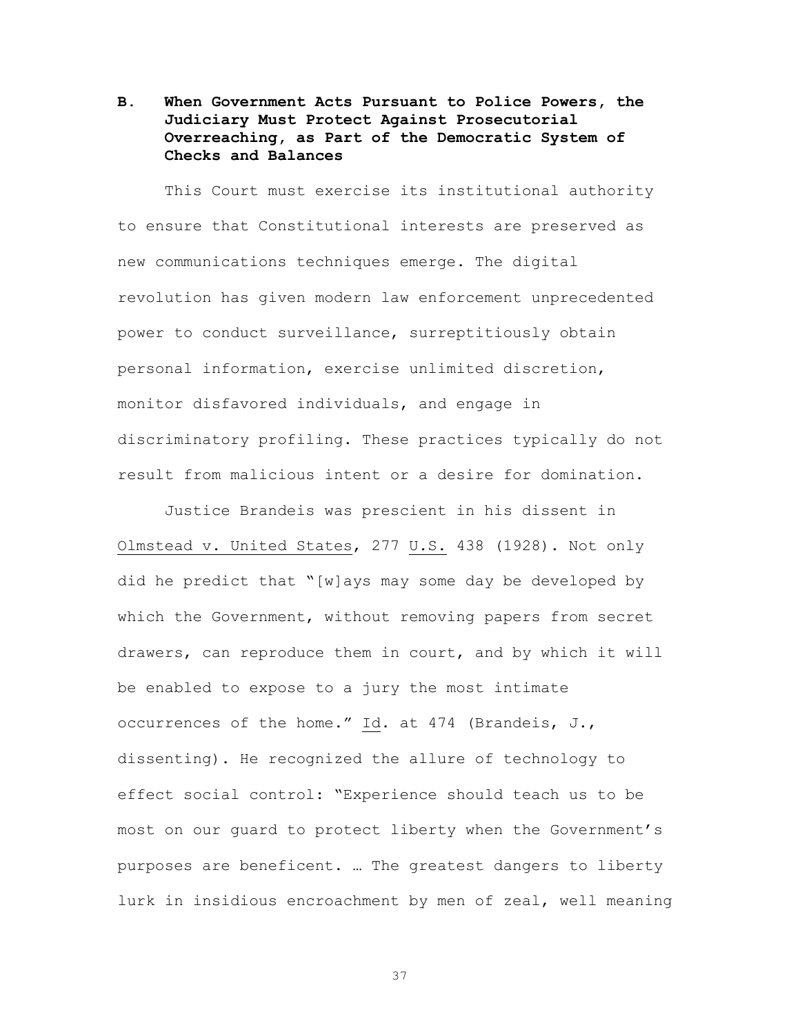### B. When Government Acts Pursuant to Police Powers, the Judiciary Must Protect Against Prosecutorial Overreaching, as Part of the Democratic System of Checks and Balances

This Court must exercise its institutional authority to ensure that Constitutional interests are preserved as new communications techniques emerge. The digital revolution has given modern law enforcement unprecedented power to conduct surveillance, surreptitiously obtain personal information, exercise unlimited discretion, monitor disfavored individuals, and engage in discriminatory profiling. These practices typically do not result from malicious intent or a desire for domination.

Justice Brandeis was prescient in his dissent in Olmstead v. United States, 277 U.S. 438 (1928). Not only did he predict that "[w]ays may some day be developed by which the Government, without removing papers from secret drawers, can reproduce them in court, and by which it will be enabled to expose to a jury the most intimate occurrences of the home." Id. at 474 (Brandeis, J., dissenting). He recognized the allure of technology to effect social control: "Experience should teach us to be most on our guard to protect liberty when the Government's purposes are beneficent. … The greatest dangers to liberty lurk in insidious encroachment by men of zeal, well meaning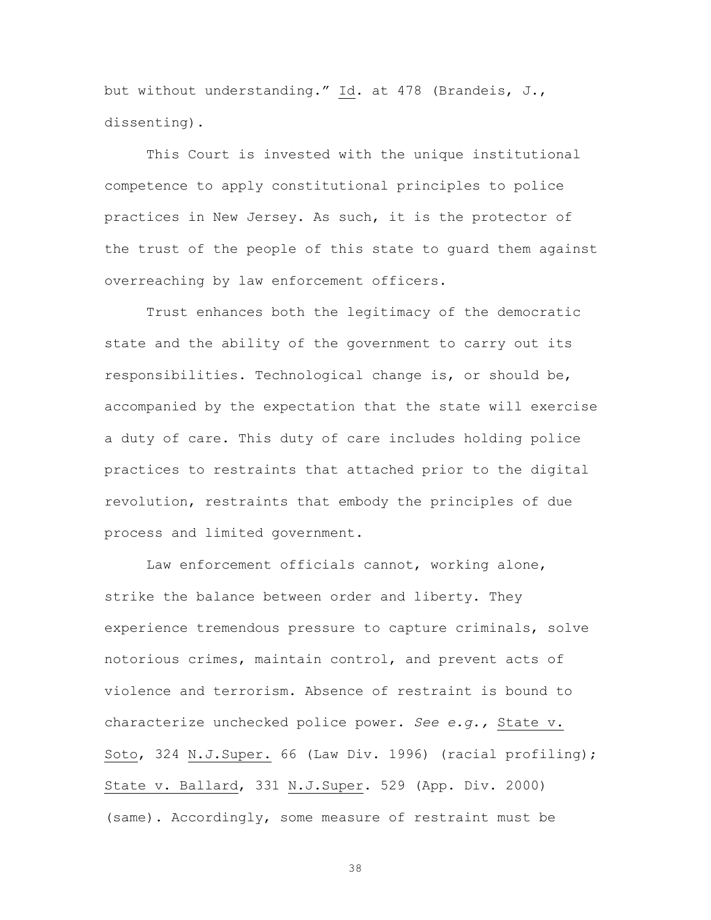but without understanding." Id. at 478 (Brandeis, J., dissenting).

This Court is invested with the unique institutional competence to apply constitutional principles to police practices in New Jersey. As such, it is the protector of the trust of the people of this state to guard them against overreaching by law enforcement officers.

Trust enhances both the legitimacy of the democratic state and the ability of the government to carry out its responsibilities. Technological change is, or should be, accompanied by the expectation that the state will exercise a duty of care. This duty of care includes holding police practices to restraints that attached prior to the digital revolution, restraints that embody the principles of due process and limited government.

Law enforcement officials cannot, working alone, strike the balance between order and liberty. They experience tremendous pressure to capture criminals, solve notorious crimes, maintain control, and prevent acts of violence and terrorism. Absence of restraint is bound to characterize unchecked police power. *See e.g.,* State v. Soto, 324 N.J.Super. 66 (Law Div. 1996) (racial profiling); State v. Ballard, 331 N.J.Super. 529 (App. Div. 2000) (same). Accordingly, some measure of restraint must be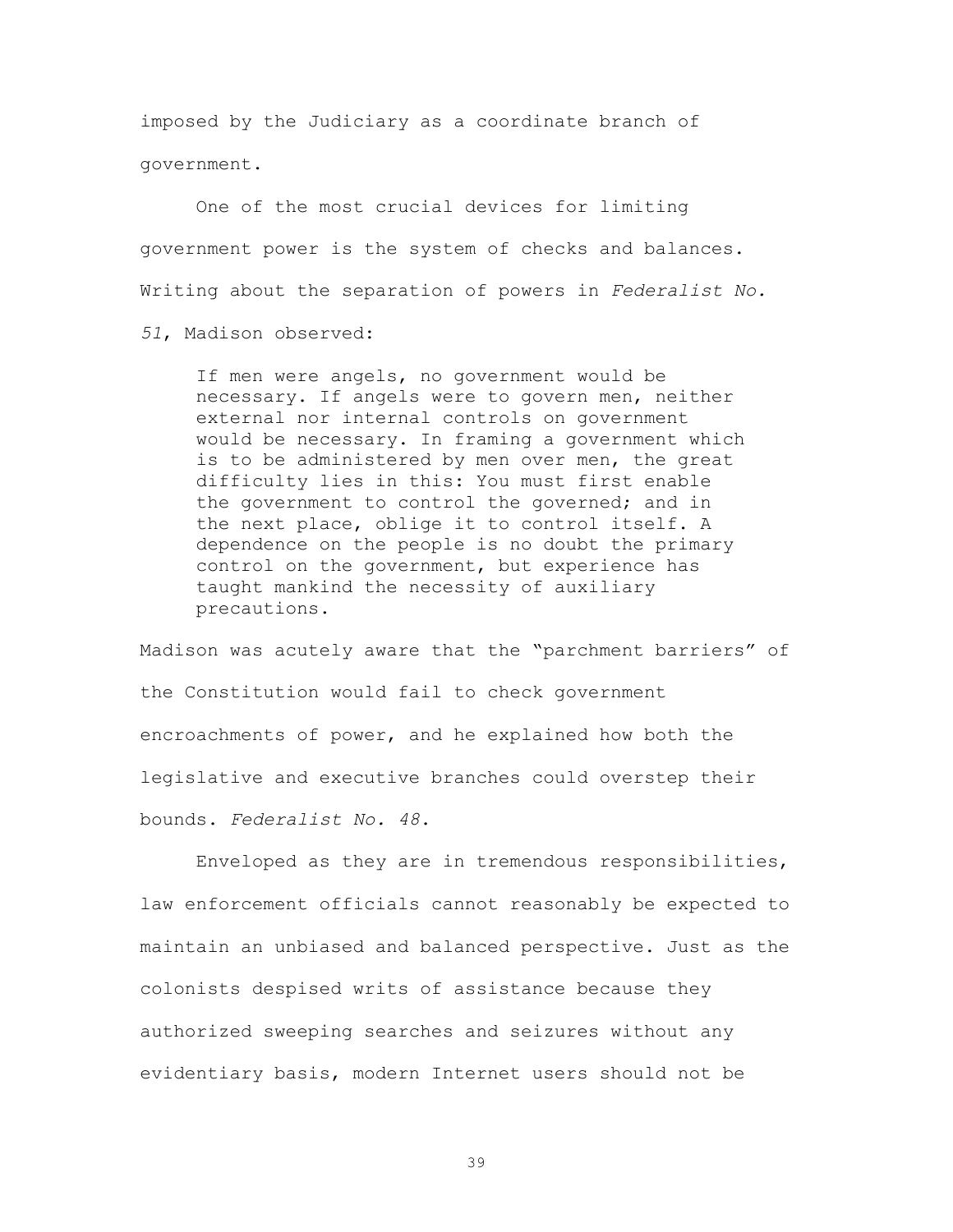imposed by the Judiciary as a coordinate branch of government.

One of the most crucial devices for limiting government power is the system of checks and balances. Writing about the separation of powers in *Federalist No. 51*, Madison observed:

> If men were angels, no government would be necessary. If angels were to govern men, neither external nor internal controls on government would be necessary. In framing a government which is to be administered by men over men, the great difficulty lies in this: You must first enable the government to control the governed; and in the next place, oblige it to control itself. A dependence on the people is no doubt the primary control on the government, but experience has taught mankind the necessity of auxiliary precautions.

Madison was acutely aware that the "parchment barriers" of the Constitution would fail to check government encroachments of power, and he explained how both the legislative and executive branches could overstep their bounds. *Federalist No. 48*.

Enveloped as they are in tremendous responsibilities, law enforcement officials cannot reasonably be expected to maintain an unbiased and balanced perspective. Just as the colonists despised writs of assistance because they authorized sweeping searches and seizures without any evidentiary basis, modern Internet users should not be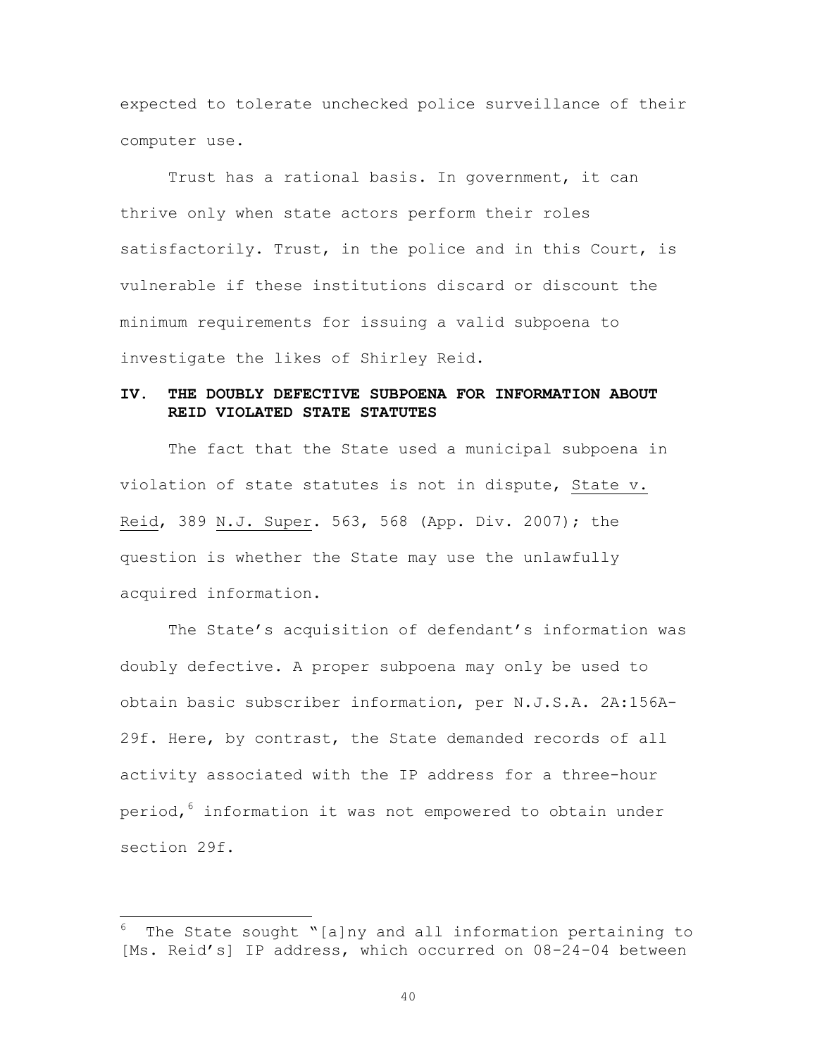expected to tolerate unchecked police surveillance of their computer use.

Trust has a rational basis. In government, it can thrive only when state actors perform their roles satisfactorily. Trust, in the police and in this Court, is vulnerable if these institutions discard or discount the minimum requirements for issuing a valid subpoena to investigate the likes of Shirley Reid.

## IV. THE DOUBLY DEFECTIVE SUBPOENA FOR INFORMATION ABOUT REID VIOLATED STATE STATUTES

The fact that the State used a municipal subpoena in violation of state statutes is not in dispute, State v. Reid, 389 N.J. Super. 563, 568 (App. Div. 2007); the question is whether the State may use the unlawfully acquired information.

The State's acquisition of defendant's information was doubly defective. A proper subpoena may only be used to obtain basic subscriber information, per N.J.S.A. 2A:156A-29f. Here, by contrast, the State demanded records of all activity associated with the IP address for a three-hour period,[6] information it was not empowered to obtain under section 29f.

---

[6] The State sought "[a]ny and all information pertaining to [Ms. Reid's] IP address, which occurred on 08-24-04 between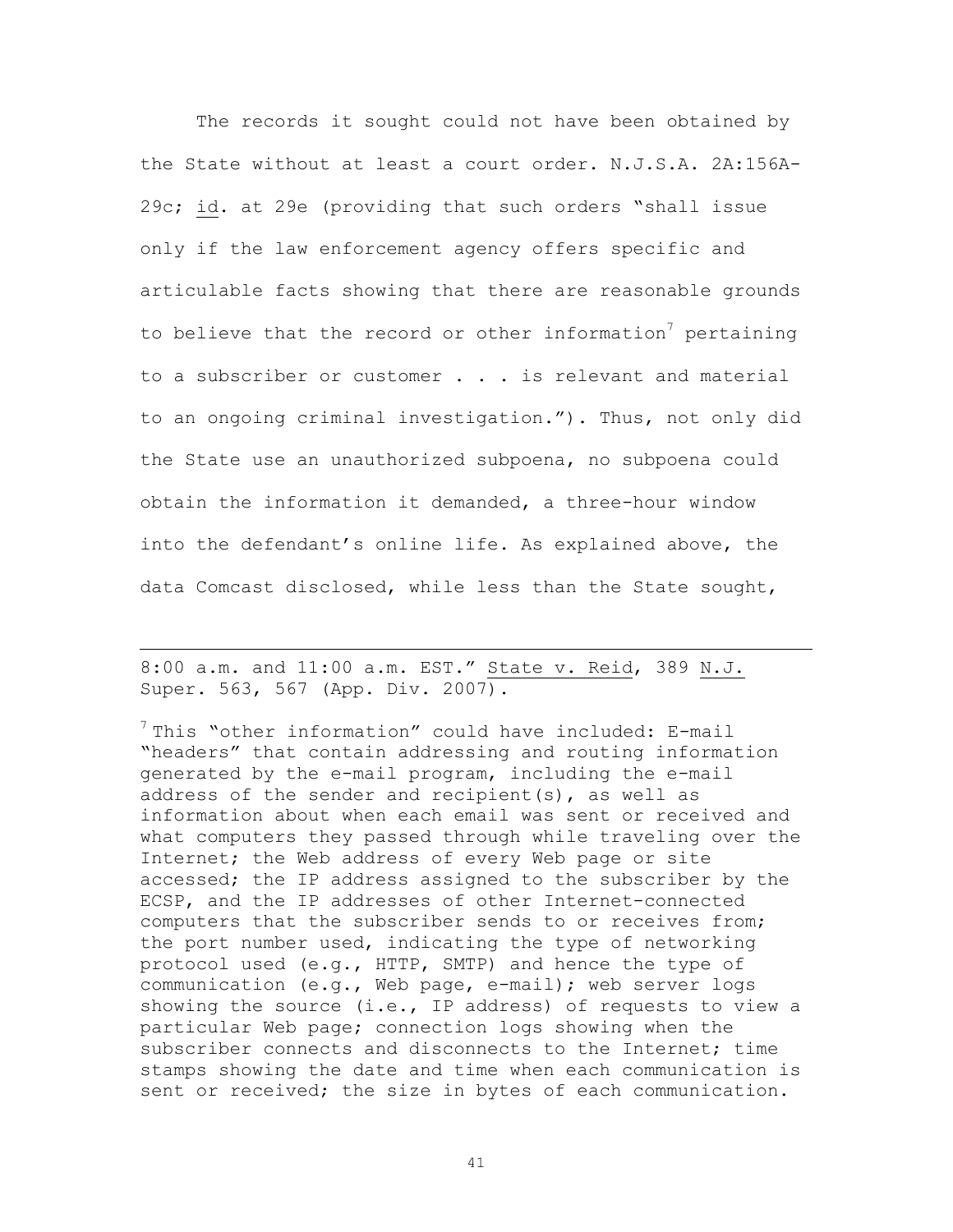The records it sought could not have been obtained by the State without at least a court order. N.J.S.A. 2A:156A-29c; id. at 29e (providing that such orders "shall issue only if the law enforcement agency offers specific and articulable facts showing that there are reasonable grounds to believe that the record or other information[7] pertaining to a subscriber or customer . . . is relevant and material to an ongoing criminal investigation."). Thus, not only did the State use an unauthorized subpoena, no subpoena could obtain the information it demanded, a three-hour window into the defendant's online life. As explained above, the data Comcast disclosed, while less than the State sought,

---

8:00 a.m. and 11:00 a.m. EST." State v. Reid, 389 N.J. Super. 563, 567 (App. Div. 2007).

[7] This "other information" could have included: E-mail "headers" that contain addressing and routing information generated by the e-mail program, including the e-mail address of the sender and recipient(s), as well as information about when each email was sent or received and what computers they passed through while traveling over the Internet; the Web address of every Web page or site accessed; the IP address assigned to the subscriber by the ECSP, and the IP addresses of other Internet-connected computers that the subscriber sends to or receives from; the port number used, indicating the type of networking protocol used (e.g., HTTP, SMTP) and hence the type of communication (e.g., Web page, e-mail); web server logs showing the source (i.e., IP address) of requests to view a particular Web page; connection logs showing when the subscriber connects and disconnects to the Internet; time stamps showing the date and time when each communication is sent or received; the size in bytes of each communication.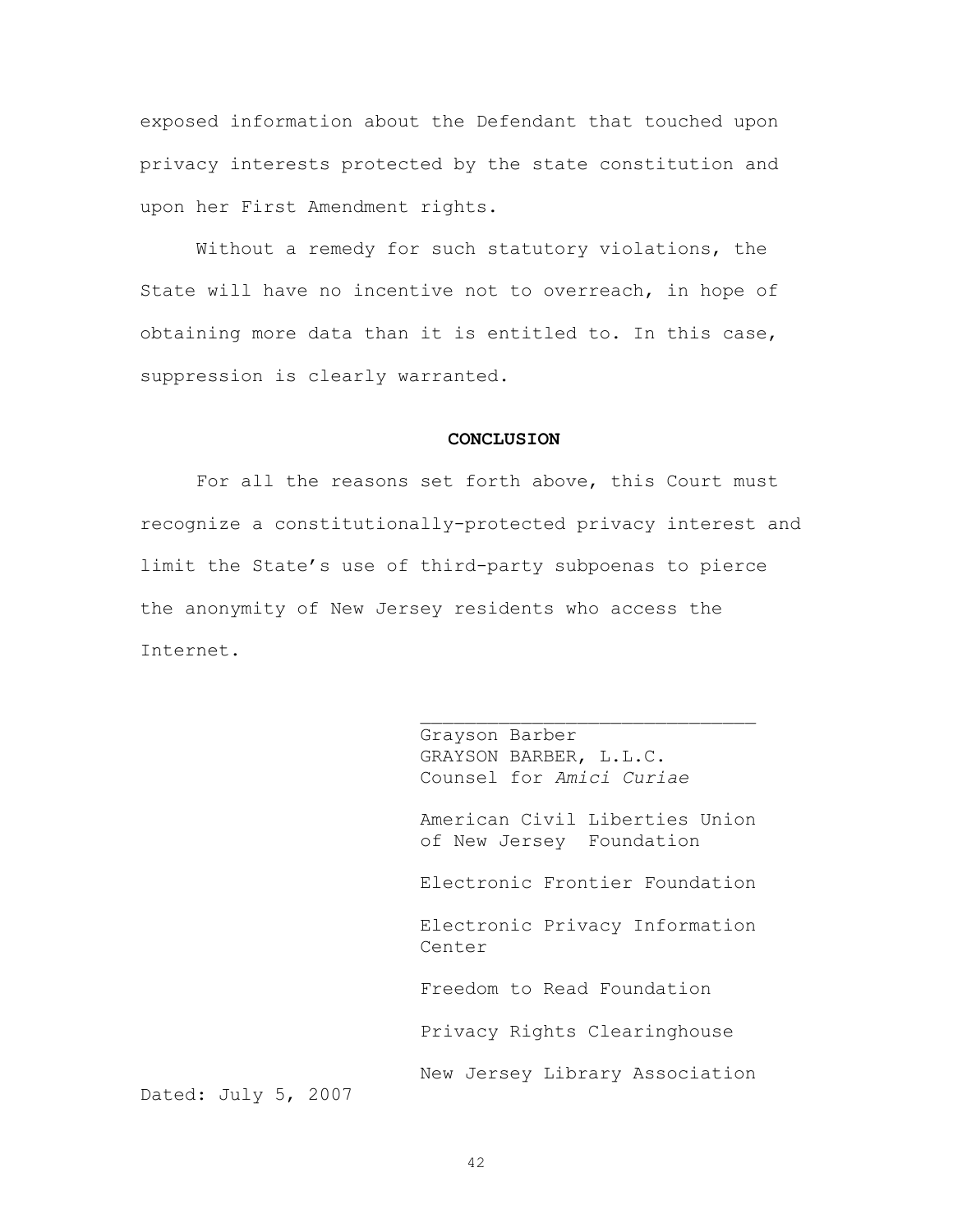exposed information about the Defendant that touched upon privacy interests protected by the state constitution and upon her First Amendment rights.

Without a remedy for such statutory violations, the State will have no incentive not to overreach, in hope of obtaining more data than it is entitled to. In this case, suppression is clearly warranted.

## CONCLUSION

For all the reasons set forth above, this Court must recognize a constitutionally-protected privacy interest and limit the State's use of third-party subpoenas to pierce the anonymity of New Jersey residents who access the Internet.

\_\_\_\_\_\_\_\_\_\_\_\_\_\_\_\_\_\_\_\_\_\_\_\_\_\_\_\_\_\_

Grayson Barber
GRAYSON BARBER, L.L.C.
Counsel for *Amici Curiae*

American Civil Liberties Union of New Jersey Foundation

Electronic Frontier Foundation

Electronic Privacy Information Center

Freedom to Read Foundation

Privacy Rights Clearinghouse

New Jersey Library Association

Dated: July 5, 2007